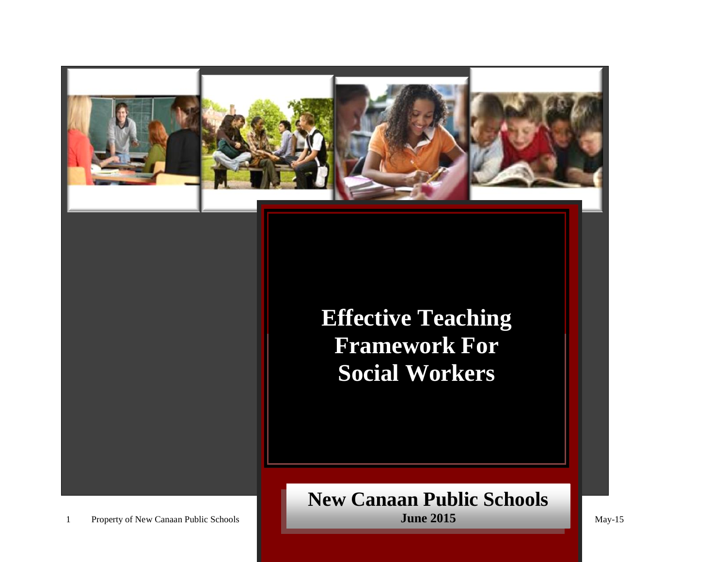# Effective Teaching Framework For Social Workers

## New Canaan Public Schools

**June 2015**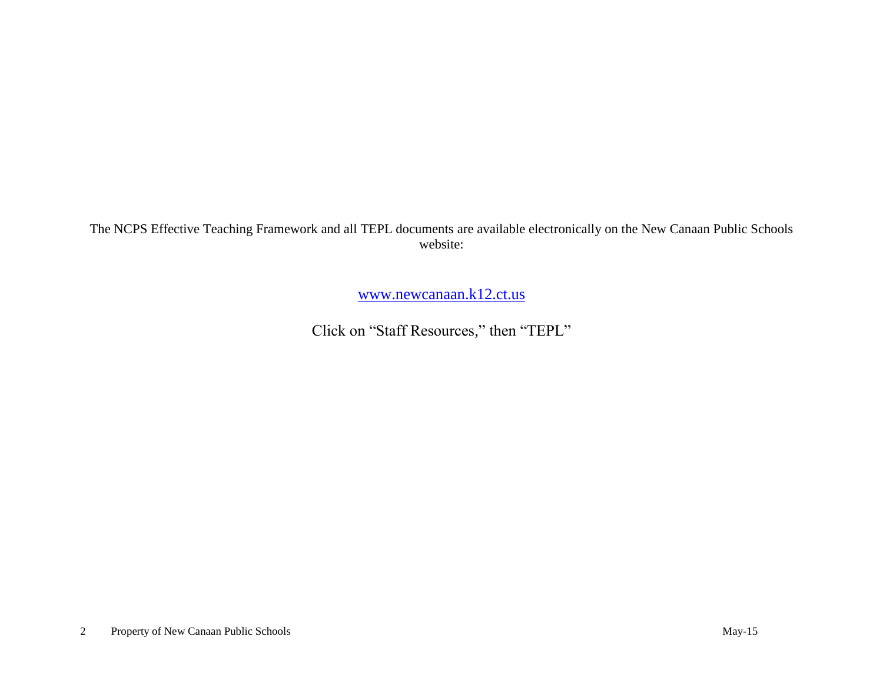The NCPS Effective Teaching Framework and all TEPL documents are available electronically on the New Canaan Public Schools website:

[www.newcanaan.k12.ct.us](http://www.newcanaan.k12.ct.us)

Click on "Staff Resources," then "TEPL"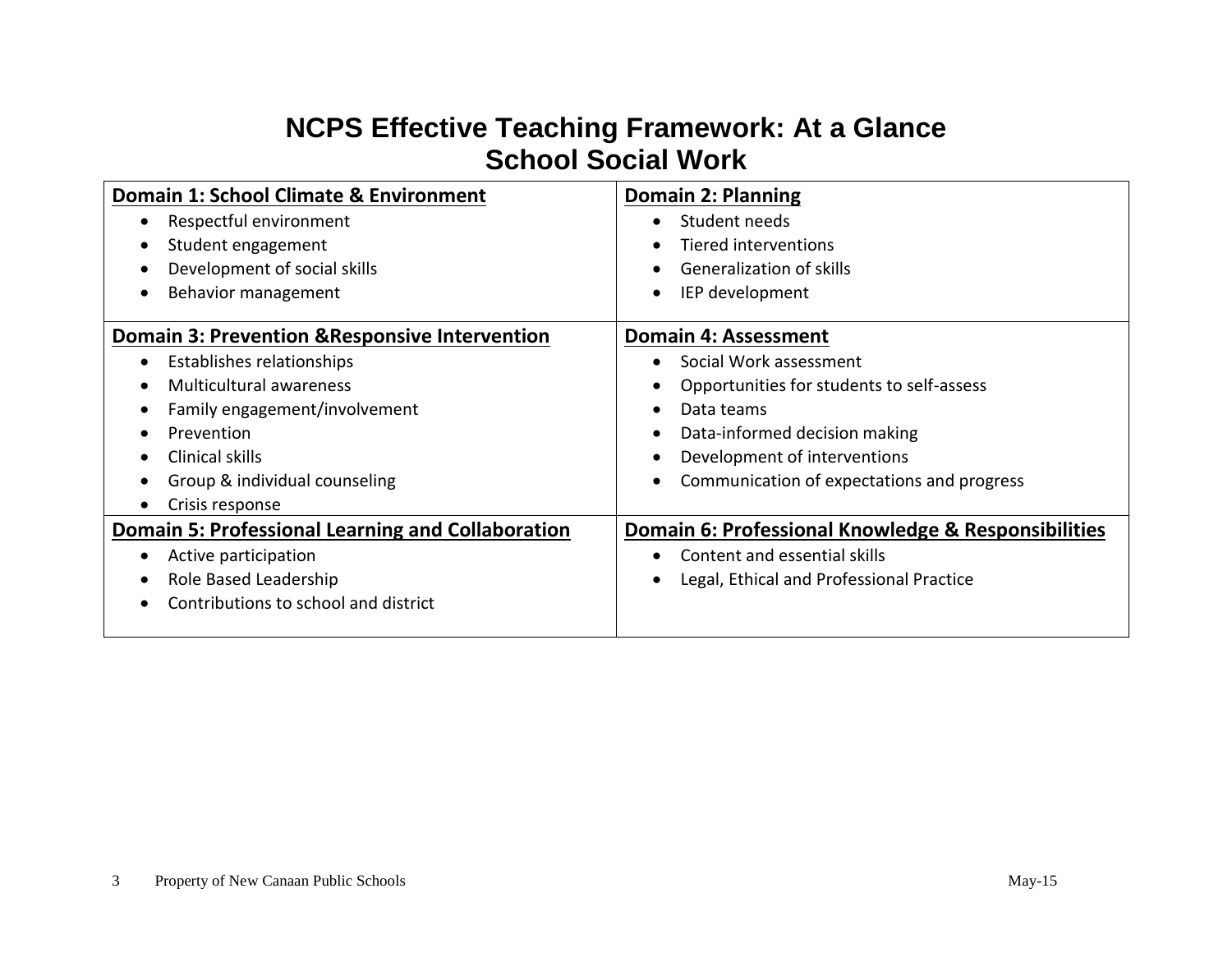# NCPS Effective Teaching Framework: At a Glance
# School Social Work

| **Domain 1: School Climate & Environment** | **Domain 2: Planning** |
|---|---|
| • Respectful environment<br>• Student engagement<br>• Development of social skills<br>• Behavior management | • Student needs<br>• Tiered interventions<br>• Generalization of skills<br>• IEP development |
| **Domain 3: Prevention &Responsive Intervention** | **Domain 4: Assessment** |
| • Establishes relationships<br>• Multicultural awareness<br>• Family engagement/involvement<br>• Prevention<br>• Clinical skills<br>• Group & individual counseling<br>• Crisis response | • Social Work assessment<br>• Opportunities for students to self-assess<br>• Data teams<br>• Data-informed decision making<br>• Development of interventions<br>• Communication of expectations and progress |
| **Domain 5: Professional Learning and Collaboration** | **Domain 6: Professional Knowledge & Responsibilities** |
| • Active participation<br>• Role Based Leadership<br>• Contributions to school and district | • Content and essential skills<br>• Legal, Ethical and Professional Practice |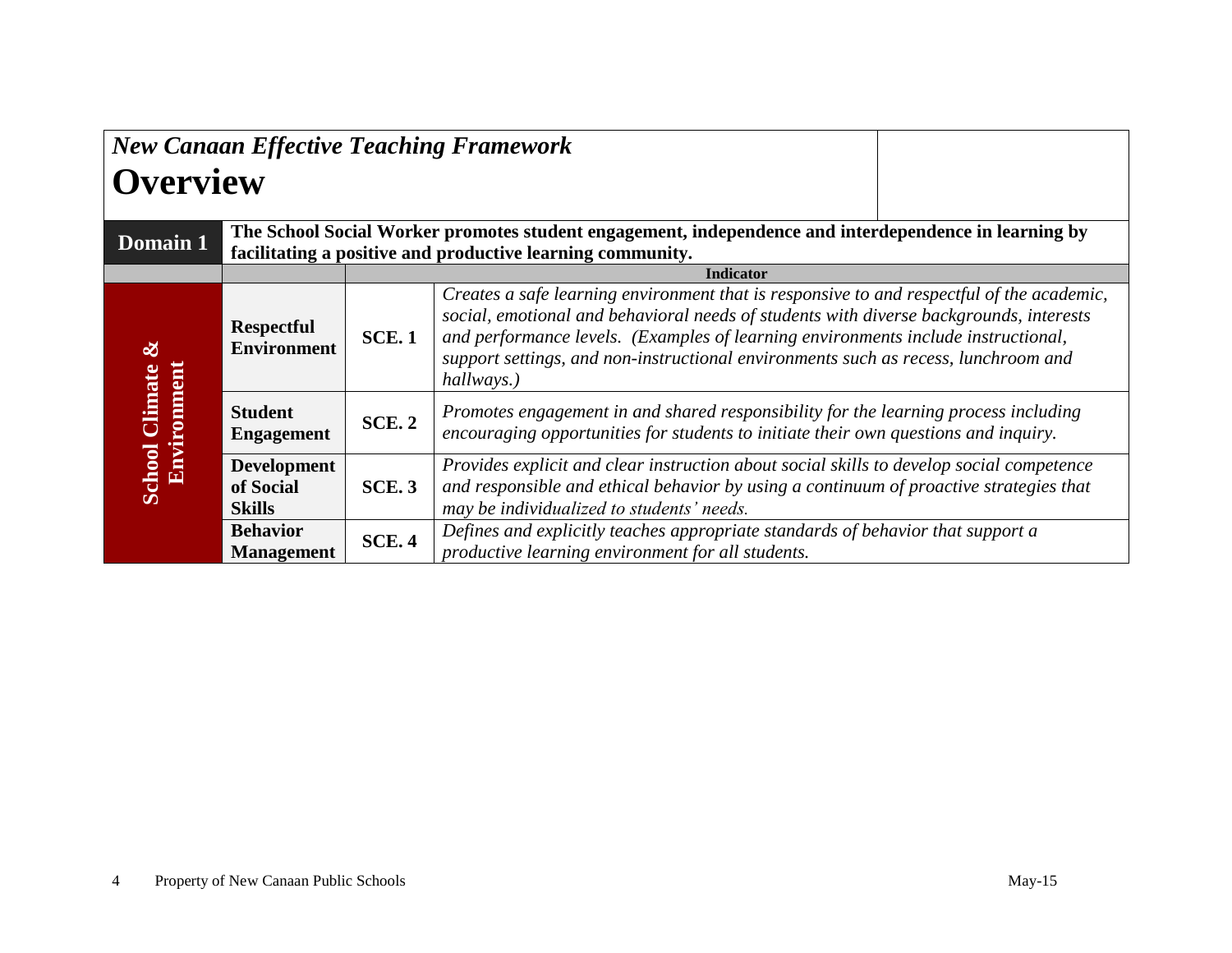*New Canaan Effective Teaching Framework*

# Overview

| Domain 1 | The School Social Worker promotes student engagement, independence and interdependence in learning by facilitating a positive and productive learning community. | | |
|---|---|---|---|
| | | | **Indicator** |
| **School Climate & Environment** | **Respectful Environment** | **SCE. 1** | *Creates a safe learning environment that is responsive to and respectful of the academic, social, emotional and behavioral needs of students with diverse backgrounds, interests and performance levels. (Examples of learning environments include instructional, support settings, and non-instructional environments such as recess, lunchroom and hallways.)* |
| | **Student Engagement** | **SCE. 2** | *Promotes engagement in and shared responsibility for the learning process including encouraging opportunities for students to initiate their own questions and inquiry.* |
| | **Development of Social Skills** | **SCE. 3** | *Provides explicit and clear instruction about social skills to develop social competence and responsible and ethical behavior by using a continuum of proactive strategies that may be individualized to students' needs.* |
| | **Behavior Management** | **SCE. 4** | *Defines and explicitly teaches appropriate standards of behavior that support a productive learning environment for all students.* |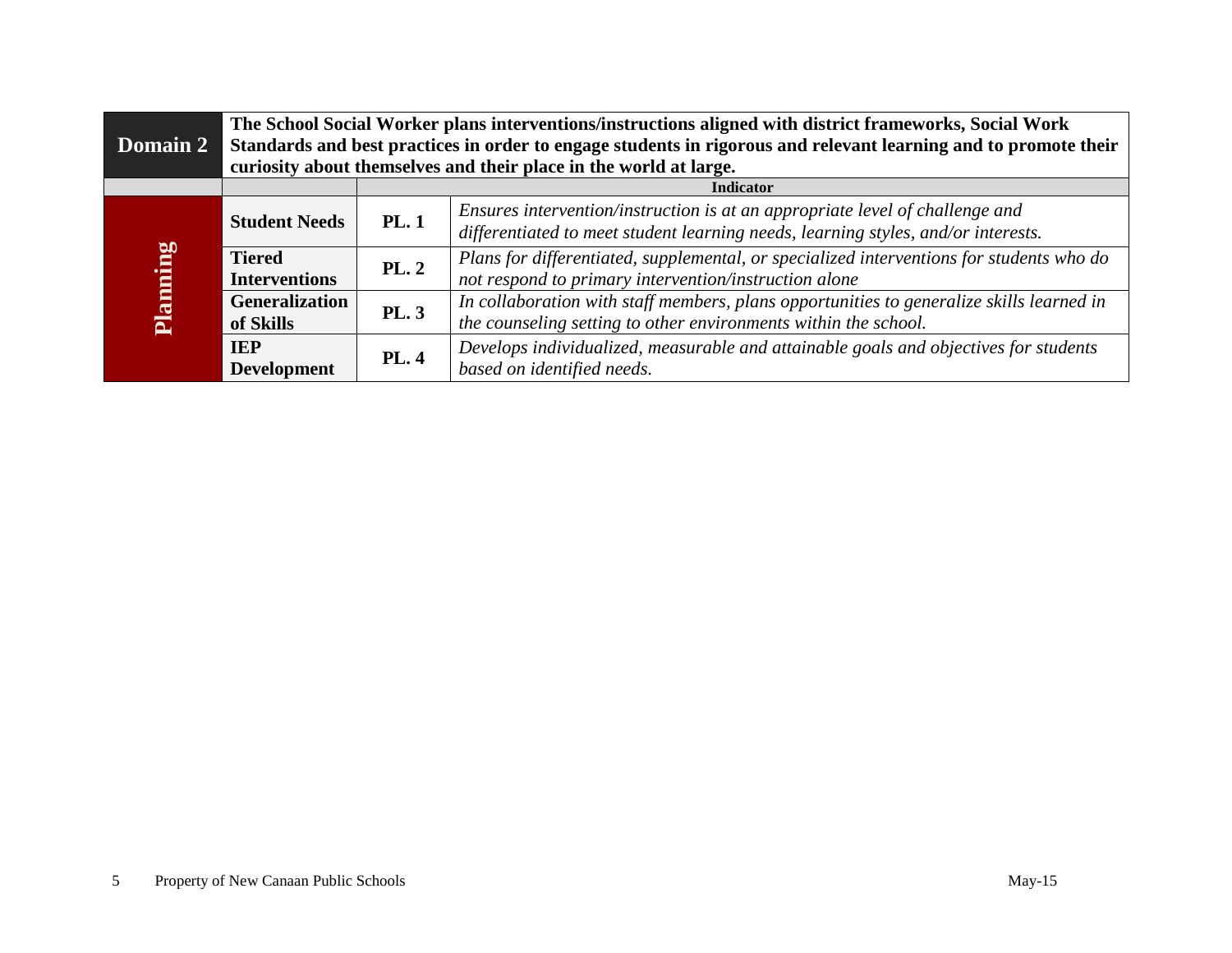| Domain 2 | The School Social Worker plans interventions/instructions aligned with district frameworks, Social Work Standards and best practices in order to engage students in rigorous and relevant learning and to promote their curiosity about themselves and their place in the world at large. | | |
|---|---|---|---|
| | | **Indicator** | |
| **Planning** | **Student Needs** | **PL. 1** | *Ensures intervention/instruction is at an appropriate level of challenge and differentiated to meet student learning needs, learning styles, and/or interests.* |
| | **Tiered Interventions** | **PL. 2** | *Plans for differentiated, supplemental, or specialized interventions for students who do not respond to primary intervention/instruction alone* |
| | **Generalization of Skills** | **PL. 3** | *In collaboration with staff members, plans opportunities to generalize skills learned in the counseling setting to other environments within the school.* |
| | **IEP Development** | **PL. 4** | *Develops individualized, measurable and attainable goals and objectives for students based on identified needs.* |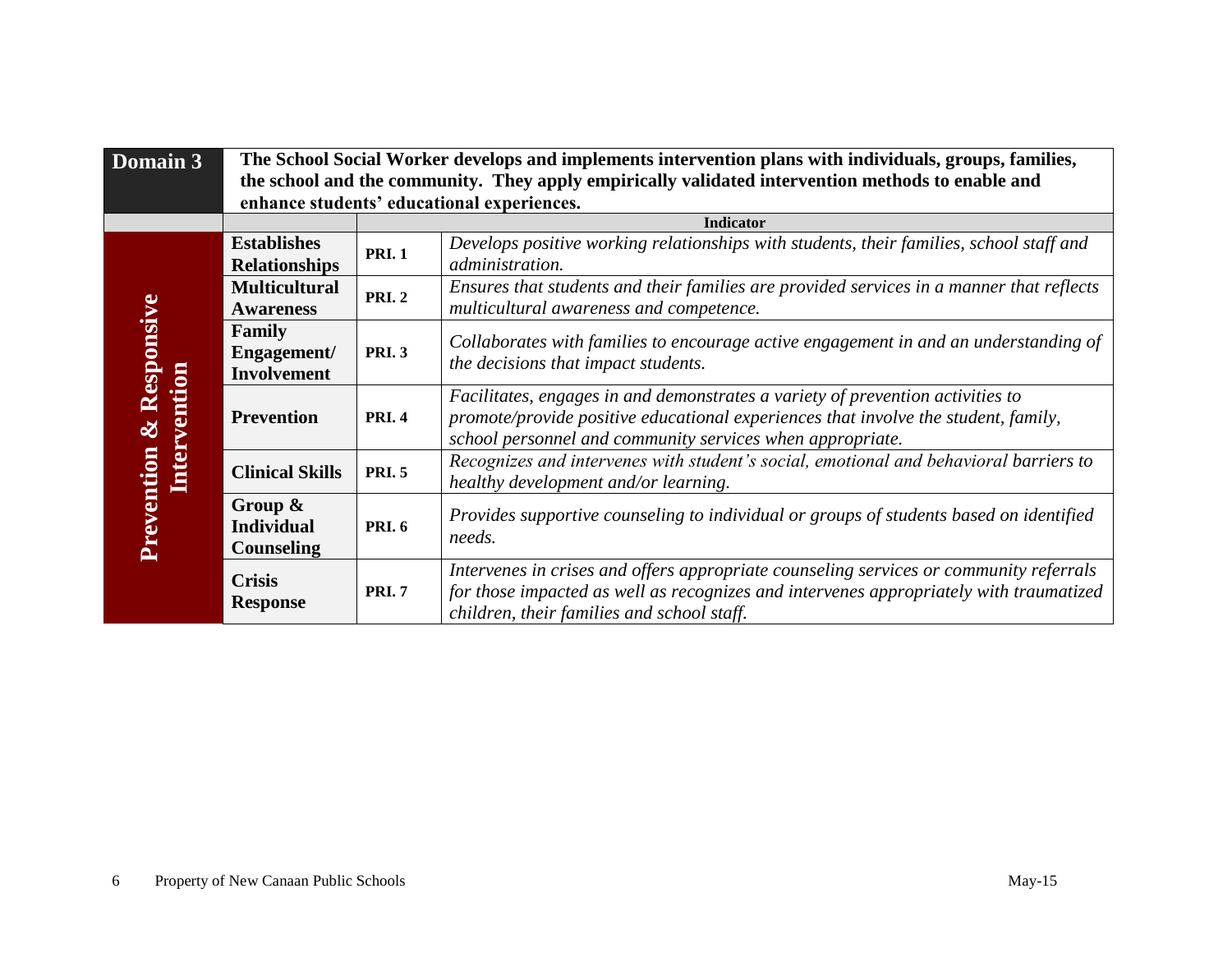| Domain 3 | The School Social Worker develops and implements intervention plans with individuals, groups, families, the school and the community. They apply empirically validated intervention methods to enable and enhance students' educational experiences. | | |
|---|---|---|---|
| | | **Indicator** | |
| **Prevention & Responsive Intervention** | **Establishes Relationships** | **PRI. 1** | *Develops positive working relationships with students, their families, school staff and administration.* |
| | **Multicultural Awareness** | **PRI. 2** | *Ensures that students and their families are provided services in a manner that reflects multicultural awareness and competence.* |
| | **Family Engagement/ Involvement** | **PRI. 3** | *Collaborates with families to encourage active engagement in and an understanding of the decisions that impact students.* |
| | **Prevention** | **PRI. 4** | *Facilitates, engages in and demonstrates a variety of prevention activities to promote/provide positive educational experiences that involve the student, family, school personnel and community services when appropriate.* |
| | **Clinical Skills** | **PRI. 5** | *Recognizes and intervenes with student's social, emotional and behavioral barriers to healthy development and/or learning.* |
| | **Group & Individual Counseling** | **PRI. 6** | *Provides supportive counseling to individual or groups of students based on identified needs.* |
| | **Crisis Response** | **PRI. 7** | *Intervenes in crises and offers appropriate counseling services or community referrals for those impacted as well as recognizes and intervenes appropriately with traumatized children, their families and school staff.* |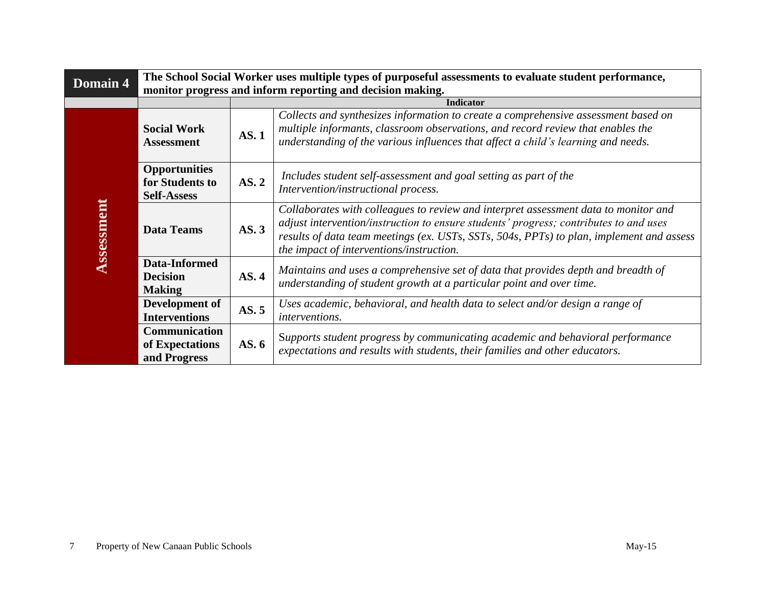| Domain 4 | The School Social Worker uses multiple types of purposeful assessments to evaluate student performance, monitor progress and inform reporting and decision making. | | |
|---|---|---|---|
| | | | **Indicator** |
| **Assessment** | **Social Work Assessment** | **AS. 1** | *Collects and synthesizes information to create a comprehensive assessment based on multiple informants, classroom observations, and record review that enables the understanding of the various influences that affect a child's learning and needs.* |
| | **Opportunities for Students to Self-Assess** | **AS. 2** | *Includes student self-assessment and goal setting as part of the Intervention/instructional process.* |
| | **Data Teams** | **AS. 3** | *Collaborates with colleagues to review and interpret assessment data to monitor and adjust intervention/instruction to ensure students' progress; contributes to and uses results of data team meetings (ex. USTs, SSTs, 504s, PPTs) to plan, implement and assess the impact of interventions/instruction.* |
| | **Data-Informed Decision Making** | **AS. 4** | *Maintains and uses a comprehensive set of data that provides depth and breadth of understanding of student growth at a particular point and over time.* |
| | **Development of Interventions** | **AS. 5** | *Uses academic, behavioral, and health data to select and/or design a range of interventions.* |
| | **Communication of Expectations and Progress** | **AS. 6** | *Supports student progress by communicating academic and behavioral performance expectations and results with students, their families and other educators.* |

Property of New Canaan Public Schools May-15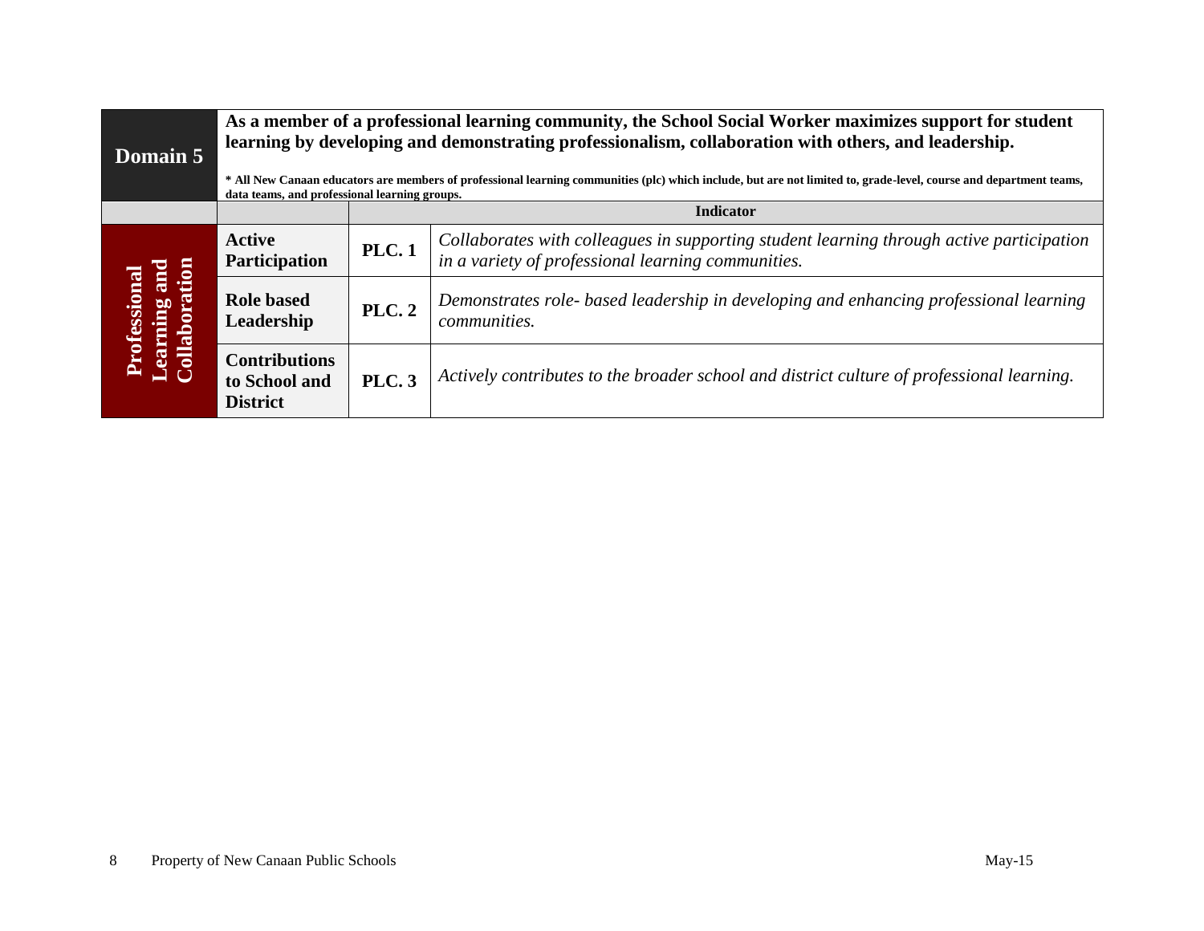| **Domain 5** | **As a member of a professional learning community, the School Social Worker maximizes support for student learning by developing and demonstrating professionalism, collaboration with others, and leadership.**<br><br>**\* All New Canaan educators are members of professional learning communities (plc) which include, but are not limited to, grade-level, course and department teams, data teams, and professional learning groups.** | | |
|---|---|---|---|
| | | **Indicator** | |
| **Professional Learning and Collaboration** | **Active Participation** | **PLC. 1** | *Collaborates with colleagues in supporting student learning through active participation in a variety of professional learning communities.* |
| | **Role based Leadership** | **PLC. 2** | *Demonstrates role- based leadership in developing and enhancing professional learning communities.* |
| | **Contributions to School and District** | **PLC. 3** | *Actively contributes to the broader school and district culture of professional learning.* |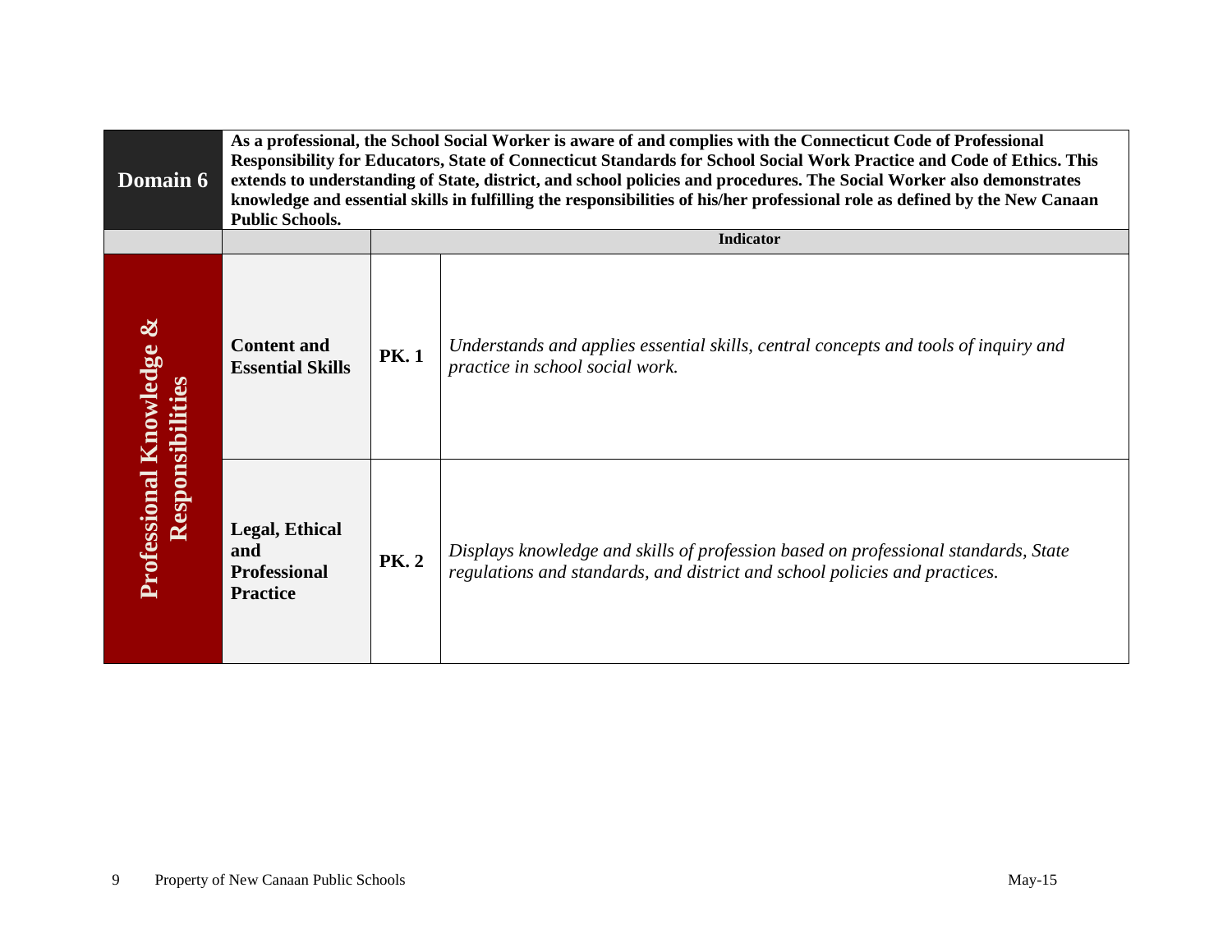| Domain 6 | As a professional, the School Social Worker is aware of and complies with the Connecticut Code of Professional Responsibility for Educators, State of Connecticut Standards for School Social Work Practice and Code of Ethics. This extends to understanding of State, district, and school policies and procedures. The Social Worker also demonstrates knowledge and essential skills in fulfilling the responsibilities of his/her professional role as defined by the New Canaan Public Schools. | | |
|---|---|---|---|
| | | **Indicator** | |
| **Professional Knowledge & Responsibilities** | **Content and Essential Skills** | **PK. 1** | *Understands and applies essential skills, central concepts and tools of inquiry and practice in school social work.* |
| | **Legal, Ethical and Professional Practice** | **PK. 2** | *Displays knowledge and skills of profession based on professional standards, State regulations and standards, and district and school policies and practices.* |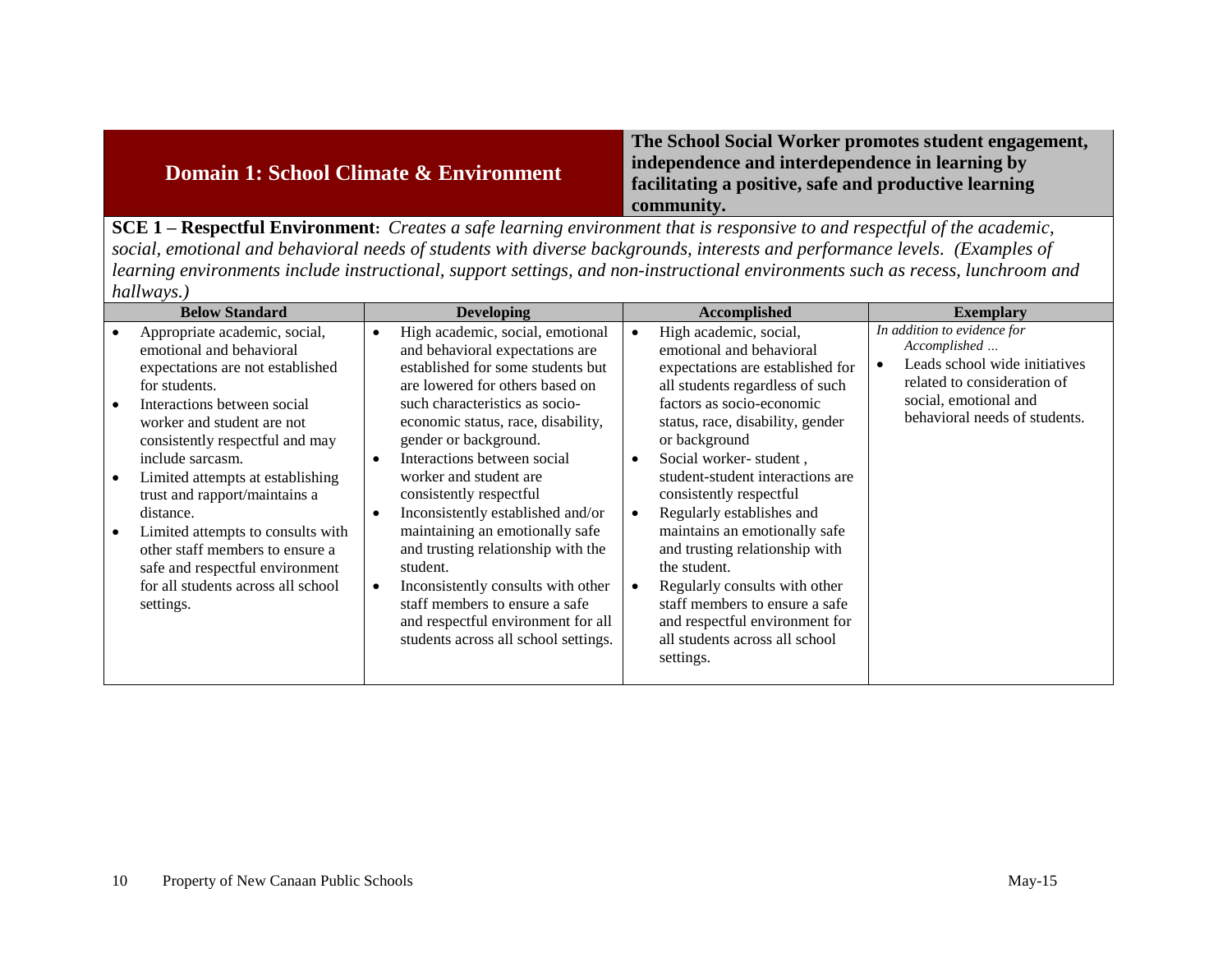## Domain 1: School Climate & Environment

**The School Social Worker promotes student engagement, independence and interdependence in learning by facilitating a positive, safe and productive learning community.**

**SCE 1 – Respectful Environment:** *Creates a safe learning environment that is responsive to and respectful of the academic, social, emotional and behavioral needs of students with diverse backgrounds, interests and performance levels. (Examples of learning environments include instructional, support settings, and non-instructional environments such as recess, lunchroom and hallways.)*

| Below Standard | Developing | Accomplished | Exemplary |
|---|---|---|---|
| • Appropriate academic, social, emotional and behavioral expectations are not established for students.<br>• Interactions between social worker and student are not consistently respectful and may include sarcasm.<br>• Limited attempts at establishing trust and rapport/maintains a distance.<br>• Limited attempts to consults with other staff members to ensure a safe and respectful environment for all students across all school settings. | • High academic, social, emotional and behavioral expectations are established for some students but are lowered for others based on such characteristics as socio-economic status, race, disability, gender or background.<br>• Interactions between social worker and student are consistently respectful<br>• Inconsistently established and/or maintaining an emotionally safe and trusting relationship with the student.<br>• Inconsistently consults with other staff members to ensure a safe and respectful environment for all students across all school settings. | • High academic, social, emotional and behavioral expectations are established for all students regardless of such factors as socio-economic status, race, disability, gender or background<br>• Social worker- student , student-student interactions are consistently respectful<br>• Regularly establishes and maintains an emotionally safe and trusting relationship with the student.<br>• Regularly consults with other staff members to ensure a safe and respectful environment for all students across all school settings. | *In addition to evidence for Accomplished …*<br>• Leads school wide initiatives related to consideration of social, emotional and behavioral needs of students. |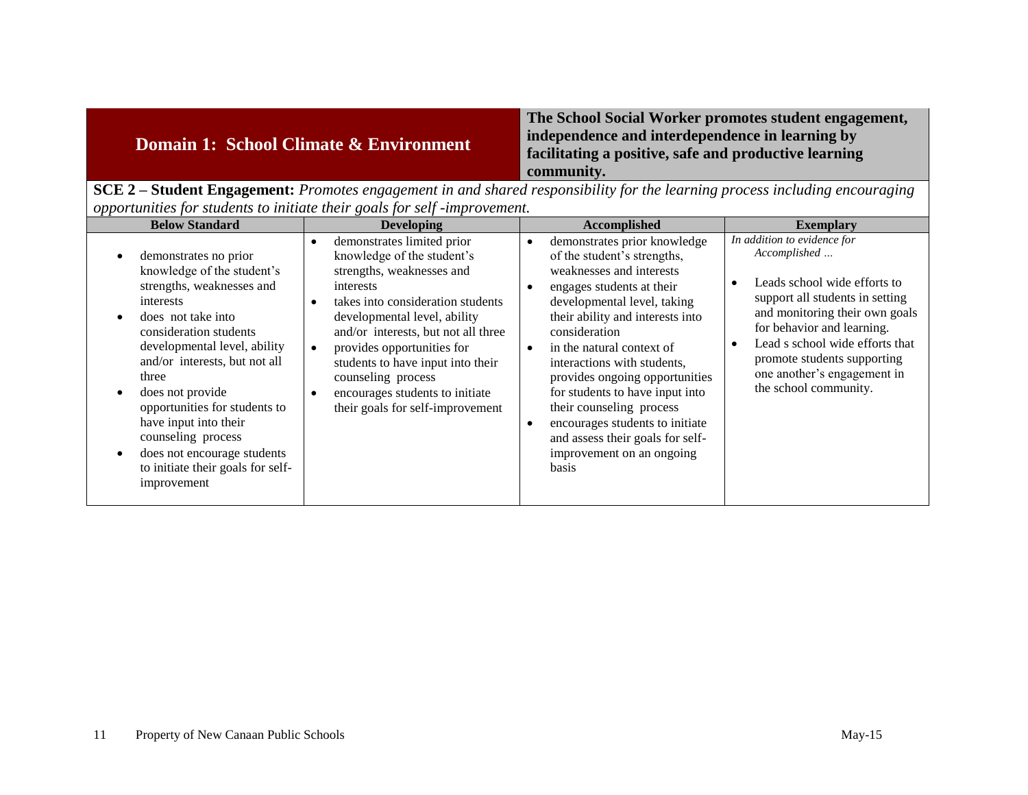## Domain 1: School Climate & Environment

**The School Social Worker promotes student engagement, independence and interdependence in learning by facilitating a positive, safe and productive learning community.**

**SCE 2 – Student Engagement:** *Promotes engagement in and shared responsibility for the learning process including encouraging opportunities for students to initiate their goals for self -improvement.*

| Below Standard | Developing | Accomplished | Exemplary |
|---|---|---|---|
| • demonstrates no prior knowledge of the student's strengths, weaknesses and interests<br>• does not take into consideration students developmental level, ability and/or interests, but not all three<br>• does not provide opportunities for students to have input into their counseling process<br>• does not encourage students to initiate their goals for self-improvement | • demonstrates limited prior knowledge of the student's strengths, weaknesses and interests<br>• takes into consideration students developmental level, ability and/or interests, but not all three<br>• provides opportunities for students to have input into their counseling process<br>• encourages students to initiate their goals for self-improvement | • demonstrates prior knowledge of the student's strengths, weaknesses and interests<br>• engages students at their developmental level, taking their ability and interests into consideration<br>• in the natural context of interactions with students, provides ongoing opportunities for students to have input into their counseling process<br>• encourages students to initiate and assess their goals for self-improvement on an ongoing basis | *In addition to evidence for Accomplished …*<br>• Leads school wide efforts to support all students in setting and monitoring their own goals for behavior and learning.<br>• Lead s school wide efforts that promote students supporting one another's engagement in the school community. |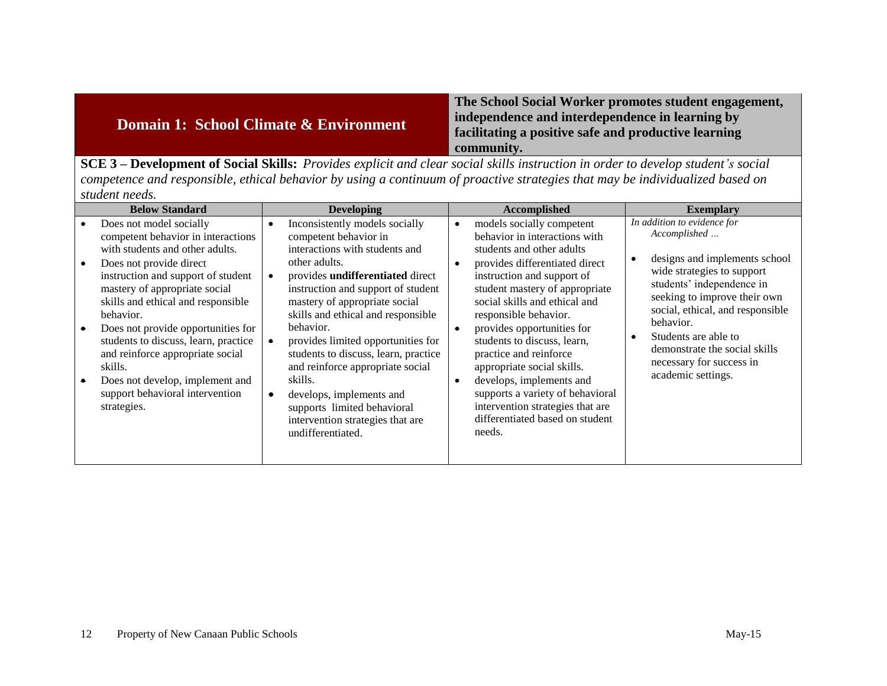## Domain 1: School Climate & Environment

**The School Social Worker promotes student engagement, independence and interdependence in learning by facilitating a positive safe and productive learning community.**

**SCE 3 – Development of Social Skills:** *Provides explicit and clear social skills instruction in order to develop student's social competence and responsible, ethical behavior by using a continuum of proactive strategies that may be individualized based on student needs.*

| Below Standard | Developing | Accomplished | Exemplary |
|---|---|---|---|
| • Does not model socially competent behavior in interactions with students and other adults.<br>• Does not provide direct instruction and support of student mastery of appropriate social skills and ethical and responsible behavior.<br>• Does not provide opportunities for students to discuss, learn, practice and reinforce appropriate social skills.<br>• Does not develop, implement and support behavioral intervention strategies. | • Inconsistently models socially competent behavior in interactions with students and other adults.<br>• provides **undifferentiated** direct instruction and support of student mastery of appropriate social skills and ethical and responsible behavior.<br>• provides limited opportunities for students to discuss, learn, practice and reinforce appropriate social skills.<br>• develops, implements and supports limited behavioral intervention strategies that are undifferentiated. | • models socially competent behavior in interactions with students and other adults<br>• provides differentiated direct instruction and support of student mastery of appropriate social skills and ethical and responsible behavior.<br>• provides opportunities for students to discuss, learn, practice and reinforce appropriate social skills.<br>• develops, implements and supports a variety of behavioral intervention strategies that are differentiated based on student needs. | *In addition to evidence for Accomplished …*<br>• designs and implements school wide strategies to support students' independence in seeking to improve their own social, ethical, and responsible behavior.<br>• Students are able to demonstrate the social skills necessary for success in academic settings. |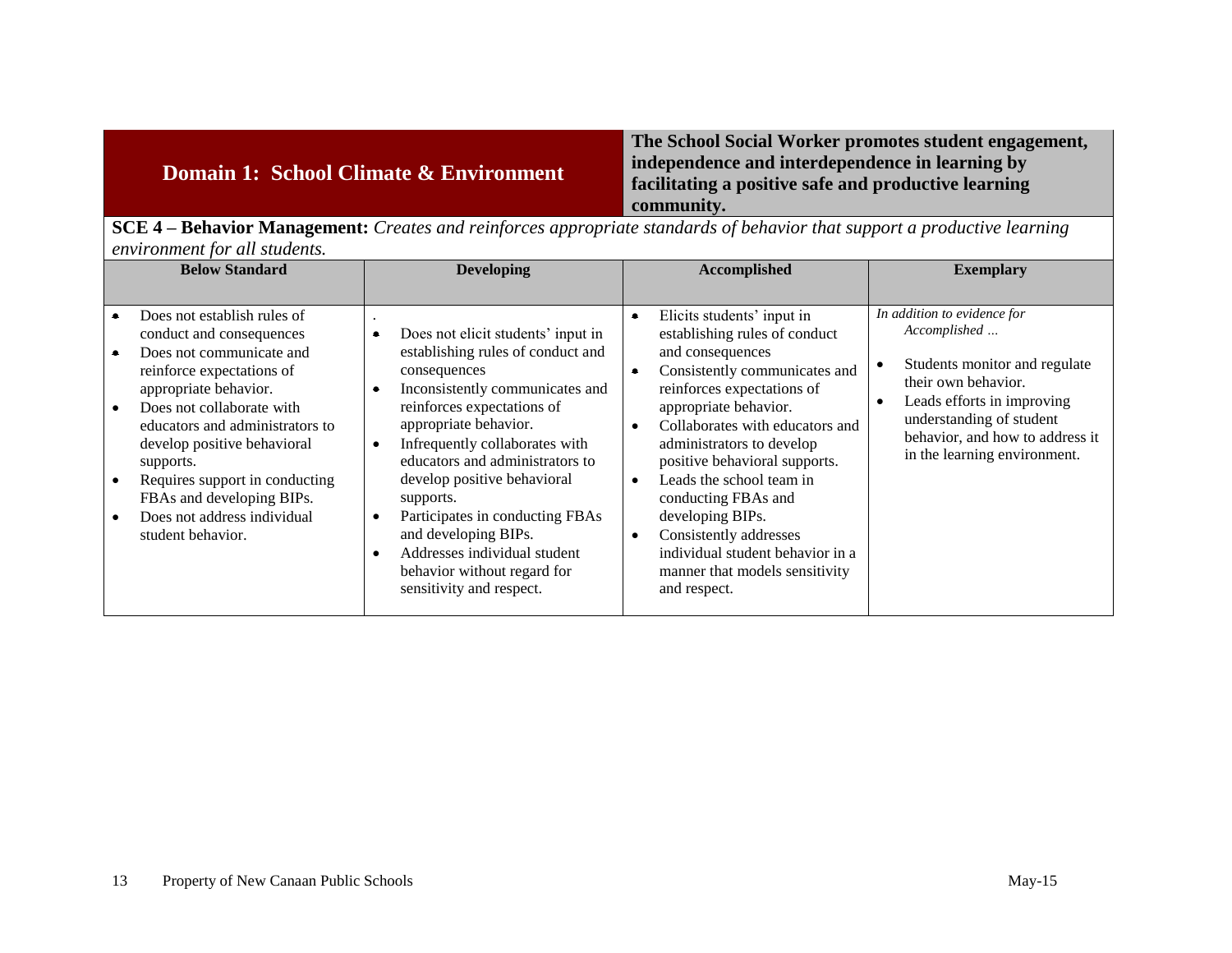## Domain 1: School Climate & Environment

**The School Social Worker promotes student engagement, independence and interdependence in learning by facilitating a positive safe and productive learning community.**

**SCE 4 – Behavior Management:** *Creates and reinforces appropriate standards of behavior that support a productive learning environment for all students.*

| Below Standard | Developing | Accomplished | Exemplary |
|---|---|---|---|
| • Does not establish rules of conduct and consequences<br>• Does not communicate and reinforce expectations of appropriate behavior.<br>• Does not collaborate with educators and administrators to develop positive behavioral supports.<br>• Requires support in conducting FBAs and developing BIPs.<br>• Does not address individual student behavior. | • Does not elicit students' input in establishing rules of conduct and consequences<br>• Inconsistently communicates and reinforces expectations of appropriate behavior.<br>• Infrequently collaborates with educators and administrators to develop positive behavioral supports.<br>• Participates in conducting FBAs and developing BIPs.<br>• Addresses individual student behavior without regard for sensitivity and respect. | • Elicits students' input in establishing rules of conduct and consequences<br>• Consistently communicates and reinforces expectations of appropriate behavior.<br>• Collaborates with educators and administrators to develop positive behavioral supports.<br>• Leads the school team in conducting FBAs and developing BIPs.<br>• Consistently addresses individual student behavior in a manner that models sensitivity and respect. | *In addition to evidence for Accomplished …*<br>• Students monitor and regulate their own behavior.<br>• Leads efforts in improving understanding of student behavior, and how to address it in the learning environment. |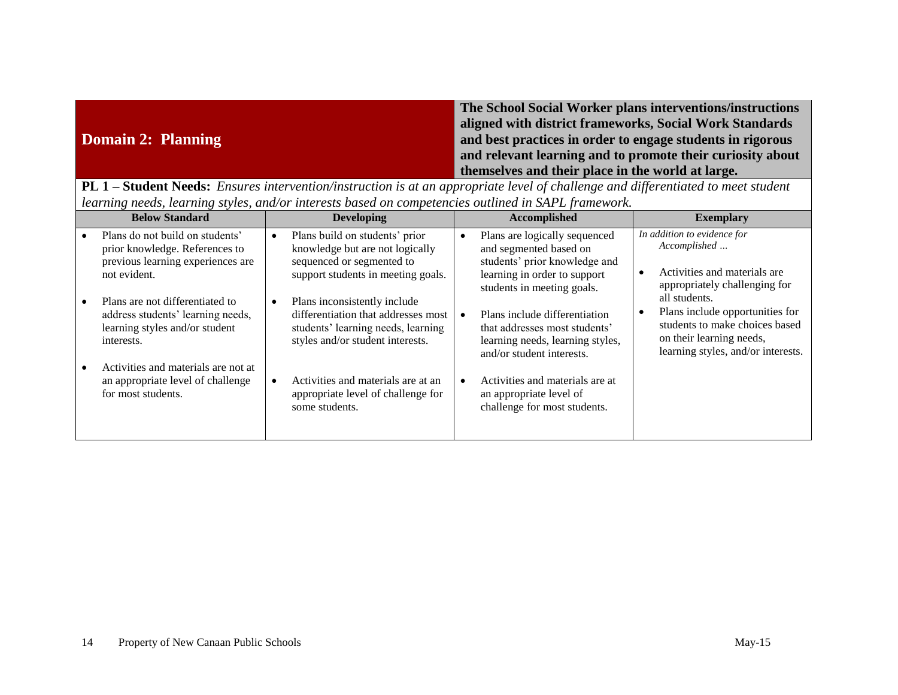## Domain 2: Planning

**The School Social Worker plans interventions/instructions aligned with district frameworks, Social Work Standards and best practices in order to engage students in rigorous and relevant learning and to promote their curiosity about themselves and their place in the world at large.**

**PL 1 – Student Needs:** *Ensures intervention/instruction is at an appropriate level of challenge and differentiated to meet student learning needs, learning styles, and/or interests based on competencies outlined in SAPL framework.*

| Below Standard | Developing | Accomplished | Exemplary |
|---|---|---|---|
| • Plans do not build on students' prior knowledge. References to previous learning experiences are not evident.<br><br>• Plans are not differentiated to address students' learning needs, learning styles and/or student interests.<br><br>• Activities and materials are not at an appropriate level of challenge for most students. | • Plans build on students' prior knowledge but are not logically sequenced or segmented to support students in meeting goals.<br><br>• Plans inconsistently include differentiation that addresses most students' learning needs, learning styles and/or student interests.<br><br>• Activities and materials are at an appropriate level of challenge for some students. | • Plans are logically sequenced and segmented based on students' prior knowledge and learning in order to support students in meeting goals.<br><br>• Plans include differentiation that addresses most students' learning needs, learning styles, and/or student interests.<br><br>• Activities and materials are at an appropriate level of challenge for most students. | *In addition to evidence for Accomplished …*<br><br>• Activities and materials are appropriately challenging for all students.<br>• Plans include opportunities for students to make choices based on their learning needs, learning styles, and/or interests. |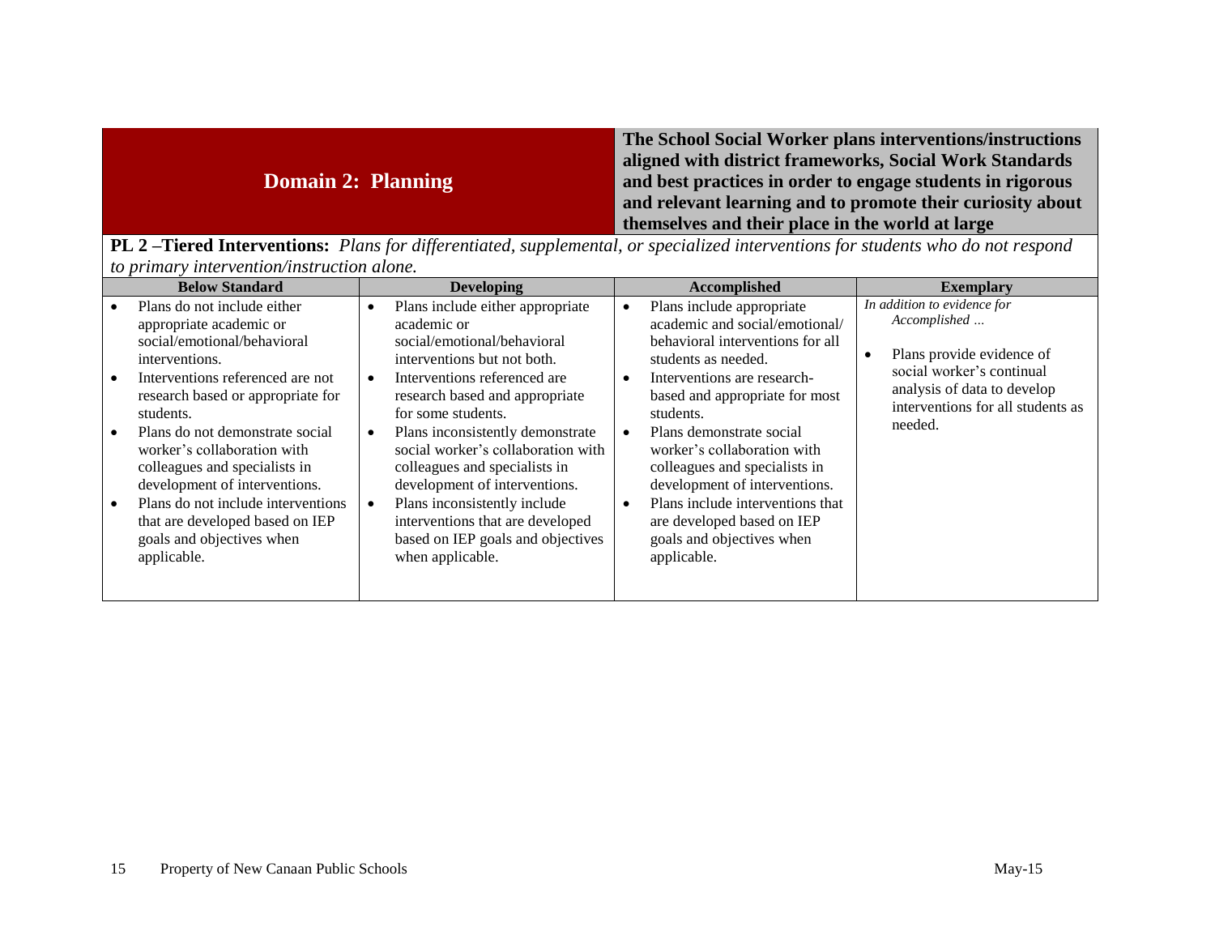## Domain 2: Planning

**The School Social Worker plans interventions/instructions aligned with district frameworks, Social Work Standards and best practices in order to engage students in rigorous and relevant learning and to promote their curiosity about themselves and their place in the world at large**

**PL 2 –Tiered Interventions:** *Plans for differentiated, supplemental, or specialized interventions for students who do not respond to primary intervention/instruction alone.*

| Below Standard | Developing | Accomplished | Exemplary |
|---|---|---|---|
| • Plans do not include either appropriate academic or social/emotional/behavioral interventions.<br>• Interventions referenced are not research based or appropriate for students.<br>• Plans do not demonstrate social worker's collaboration with colleagues and specialists in development of interventions.<br>• Plans do not include interventions that are developed based on IEP goals and objectives when applicable. | • Plans include either appropriate academic or social/emotional/behavioral interventions but not both.<br>• Interventions referenced are research based and appropriate for some students.<br>• Plans inconsistently demonstrate social worker's collaboration with colleagues and specialists in development of interventions.<br>• Plans inconsistently include interventions that are developed based on IEP goals and objectives when applicable. | • Plans include appropriate academic and social/emotional/ behavioral interventions for all students as needed.<br>• Interventions are research-based and appropriate for most students.<br>• Plans demonstrate social worker's collaboration with colleagues and specialists in development of interventions.<br>• Plans include interventions that are developed based on IEP goals and objectives when applicable. | *In addition to evidence for Accomplished …*<br>• Plans provide evidence of social worker's continual analysis of data to develop interventions for all students as needed. |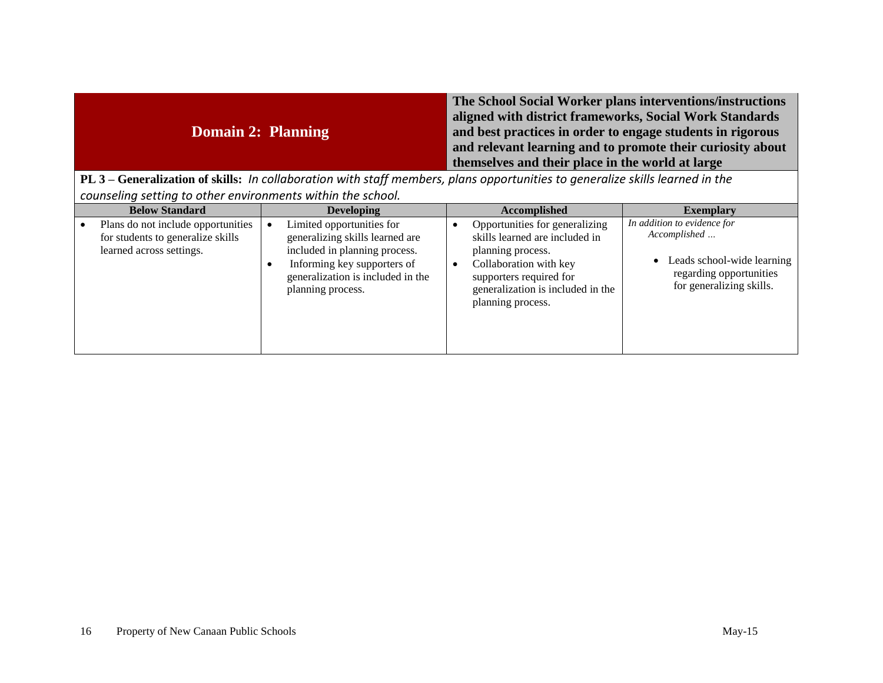| **Domain 2: Planning** | **The School Social Worker plans interventions/instructions aligned with district frameworks, Social Work Standards and best practices in order to engage students in rigorous and relevant learning and to promote their curiosity about themselves and their place in the world at large** |
|---|---|

**PL 3 – Generalization of skills:** *In collaboration with staff members, plans opportunities to generalize skills learned in the counseling setting to other environments within the school.*

| Below Standard | Developing | Accomplished | Exemplary |
|---|---|---|---|
| • Plans do not include opportunities for students to generalize skills learned across settings. | • Limited opportunities for generalizing skills learned are included in planning process.<br>• Informing key supporters of generalization is included in the planning process. | • Opportunities for generalizing skills learned are included in planning process.<br>• Collaboration with key supporters required for generalization is included in the planning process. | *In addition to evidence for Accomplished …*<br>• Leads school-wide learning regarding opportunities for generalizing skills. |

Property of New Canaan Public Schools May-15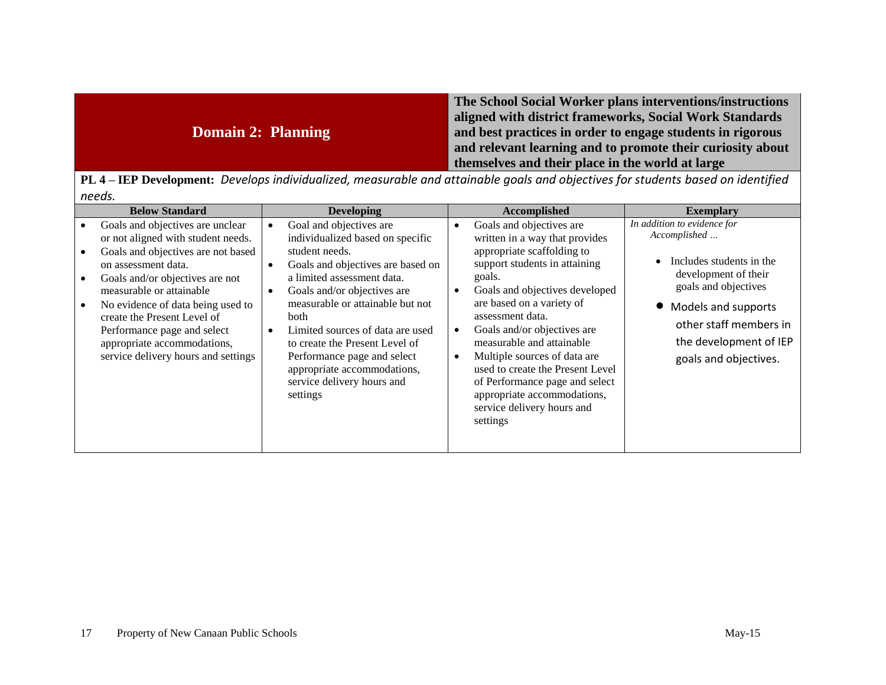| Domain 2: Planning | The School Social Worker plans interventions/instructions aligned with district frameworks, Social Work Standards and best practices in order to engage students in rigorous and relevant learning and to promote their curiosity about themselves and their place in the world at large |
|---|---|

**PL 4 – IEP Development:** *Develops individualized, measurable and attainable goals and objectives for students based on identified needs.*

| Below Standard | Developing | Accomplished | Exemplary |
|---|---|---|---|
| • Goals and objectives are unclear or not aligned with student needs.<br>• Goals and objectives are not based on assessment data.<br>• Goals and/or objectives are not measurable or attainable<br>• No evidence of data being used to create the Present Level of Performance page and select appropriate accommodations, service delivery hours and settings | • Goal and objectives are individualized based on specific student needs.<br>• Goals and objectives are based on a limited assessment data.<br>• Goals and/or objectives are measurable or attainable but not both<br>• Limited sources of data are used to create the Present Level of Performance page and select appropriate accommodations, service delivery hours and settings | • Goals and objectives are written in a way that provides appropriate scaffolding to support students in attaining goals.<br>• Goals and objectives developed are based on a variety of assessment data.<br>• Goals and/or objectives are measurable and attainable<br>• Multiple sources of data are used to create the Present Level of Performance page and select appropriate accommodations, service delivery hours and settings | *In addition to evidence for Accomplished …*<br>• Includes students in the development of their goals and objectives<br>• Models and supports other staff members in the development of IEP goals and objectives. |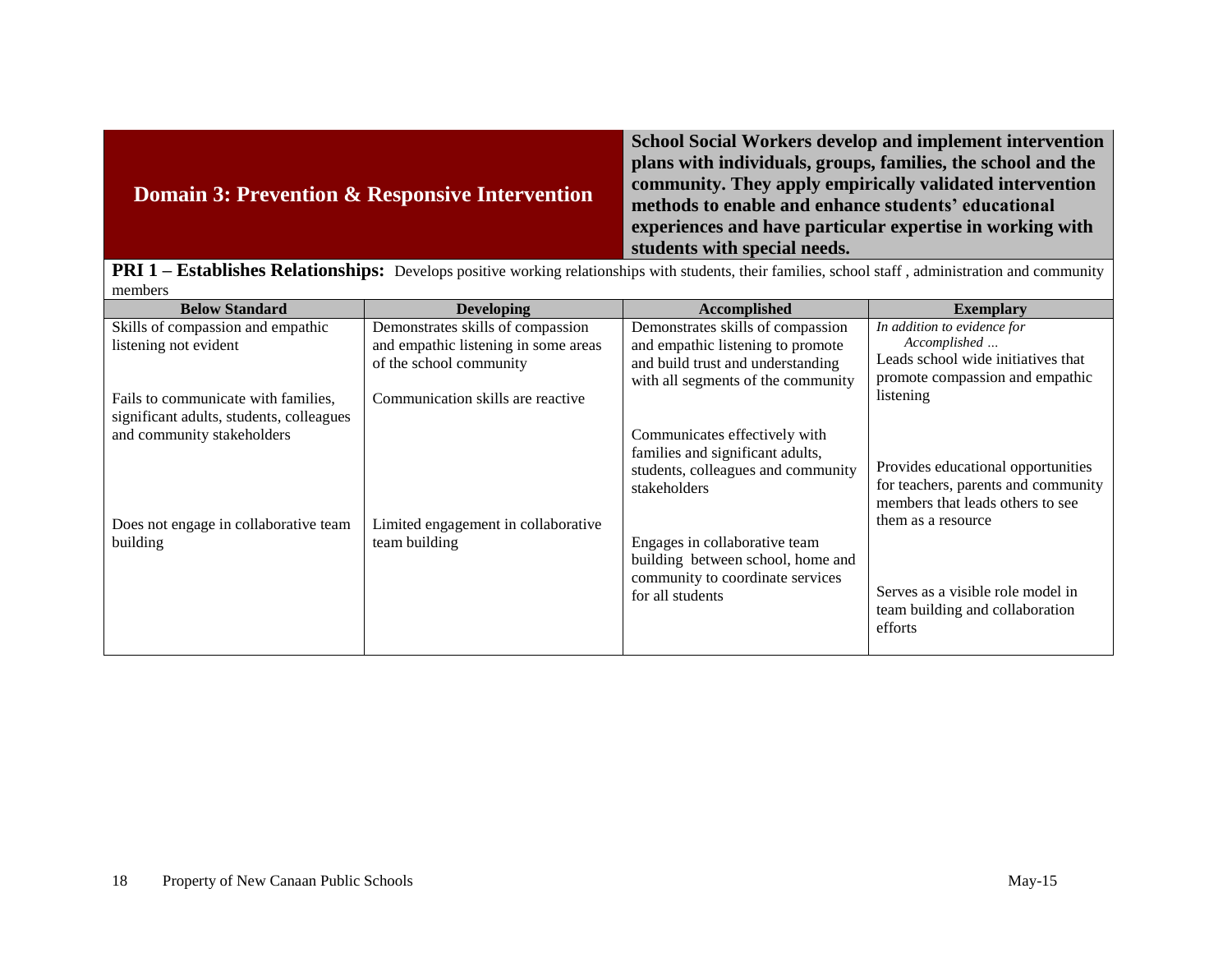## Domain 3: Prevention & Responsive Intervention

**School Social Workers develop and implement intervention plans with individuals, groups, families, the school and the community. They apply empirically validated intervention methods to enable and enhance students' educational experiences and have particular expertise in working with students with special needs.**

**PRI 1 – Establishes Relationships:** Develops positive working relationships with students, their families, school staff , administration and community members

| Below Standard | Developing | Accomplished | Exemplary |
|---|---|---|---|
| Skills of compassion and empathic listening not evident | Demonstrates skills of compassion and empathic listening in some areas of the school community | Demonstrates skills of compassion and empathic listening to promote and build trust and understanding with all segments of the community | *In addition to evidence for Accomplished …* Leads school wide initiatives that promote compassion and empathic listening |
| Fails to communicate with families, significant adults, students, colleagues and community stakeholders | Communication skills are reactive | Communicates effectively with families and significant adults, students, colleagues and community stakeholders | Provides educational opportunities for teachers, parents and community members that leads others to see them as a resource |
| Does not engage in collaborative team building | Limited engagement in collaborative team building | Engages in collaborative team building between school, home and community to coordinate services for all students | Serves as a visible role model in team building and collaboration efforts |

Property of New Canaan Public Schools May-15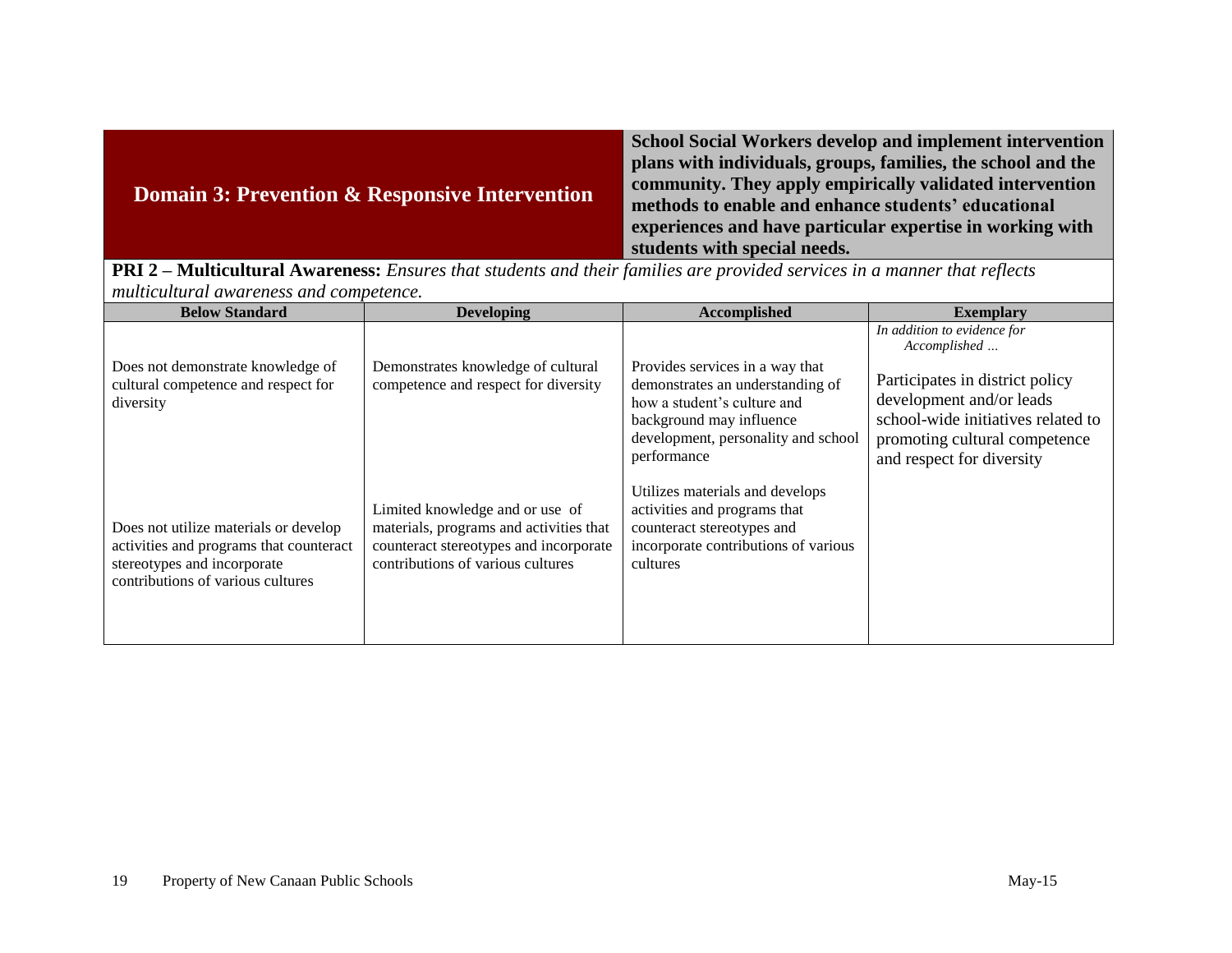## Domain 3: Prevention & Responsive Intervention

**School Social Workers develop and implement intervention plans with individuals, groups, families, the school and the community. They apply empirically validated intervention methods to enable and enhance students' educational experiences and have particular expertise in working with students with special needs.**

**PRI 2 – Multicultural Awareness:** *Ensures that students and their families are provided services in a manner that reflects multicultural awareness and competence.*

| Below Standard | Developing | Accomplished | Exemplary |
|---|---|---|---|
| | | | *In addition to evidence for Accomplished …* |
| Does not demonstrate knowledge of cultural competence and respect for diversity | Demonstrates knowledge of cultural competence and respect for diversity | Provides services in a way that demonstrates an understanding of how a student's culture and background may influence development, personality and school performance | Participates in district policy development and/or leads school-wide initiatives related to promoting cultural competence and respect for diversity |
| Does not utilize materials or develop activities and programs that counteract stereotypes and incorporate contributions of various cultures | Limited knowledge and or use of materials, programs and activities that counteract stereotypes and incorporate contributions of various cultures | Utilizes materials and develops activities and programs that counteract stereotypes and incorporate contributions of various cultures | |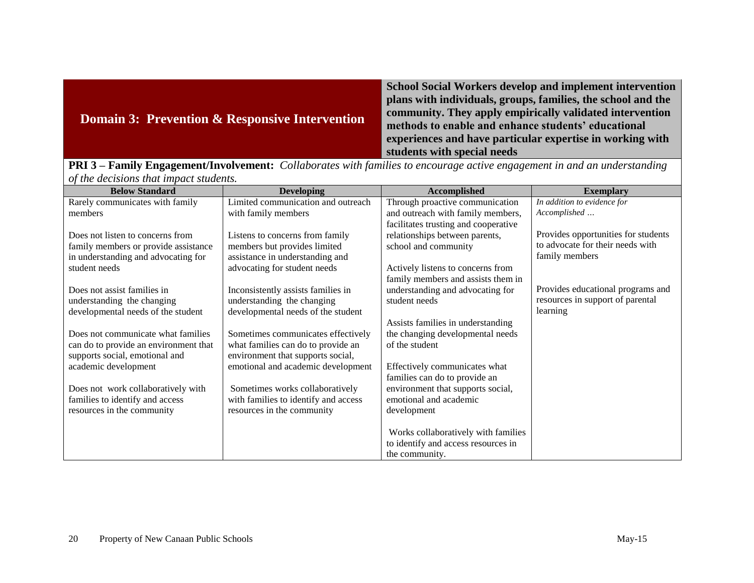## Domain 3: Prevention & Responsive Intervention

**School Social Workers develop and implement intervention plans with individuals, groups, families, the school and the community. They apply empirically validated intervention methods to enable and enhance students' educational experiences and have particular expertise in working with students with special needs**

**PRI 3 – Family Engagement/Involvement:** *Collaborates with families to encourage active engagement in and an understanding of the decisions that impact students.*

| Below Standard | Developing | Accomplished | Exemplary |
|---|---|---|---|
| Rarely communicates with family members<br><br>Does not listen to concerns from family members or provide assistance in understanding and advocating for student needs<br><br>Does not assist families in understanding the changing developmental needs of the student<br><br>Does not communicate what families can do to provide an environment that supports social, emotional and academic development<br><br>Does not work collaboratively with families to identify and access resources in the community | Limited communication and outreach with family members<br><br>Listens to concerns from family members but provides limited assistance in understanding and advocating for student needs<br><br>Inconsistently assists families in understanding the changing developmental needs of the student<br><br>Sometimes communicates effectively what families can do to provide an environment that supports social, emotional and academic development<br><br>Sometimes works collaboratively with families to identify and access resources in the community | Through proactive communication and outreach with family members, facilitates trusting and cooperative relationships between parents, school and community<br><br>Actively listens to concerns from family members and assists them in understanding and advocating for student needs<br><br>Assists families in understanding the changing developmental needs of the student<br><br>Effectively communicates what families can do to provide an environment that supports social, emotional and academic development<br><br>Works collaboratively with families to identify and access resources in the community. | *In addition to evidence for Accomplished …*<br><br>Provides opportunities for students to advocate for their needs with family members<br><br>Provides educational programs and resources in support of parental learning |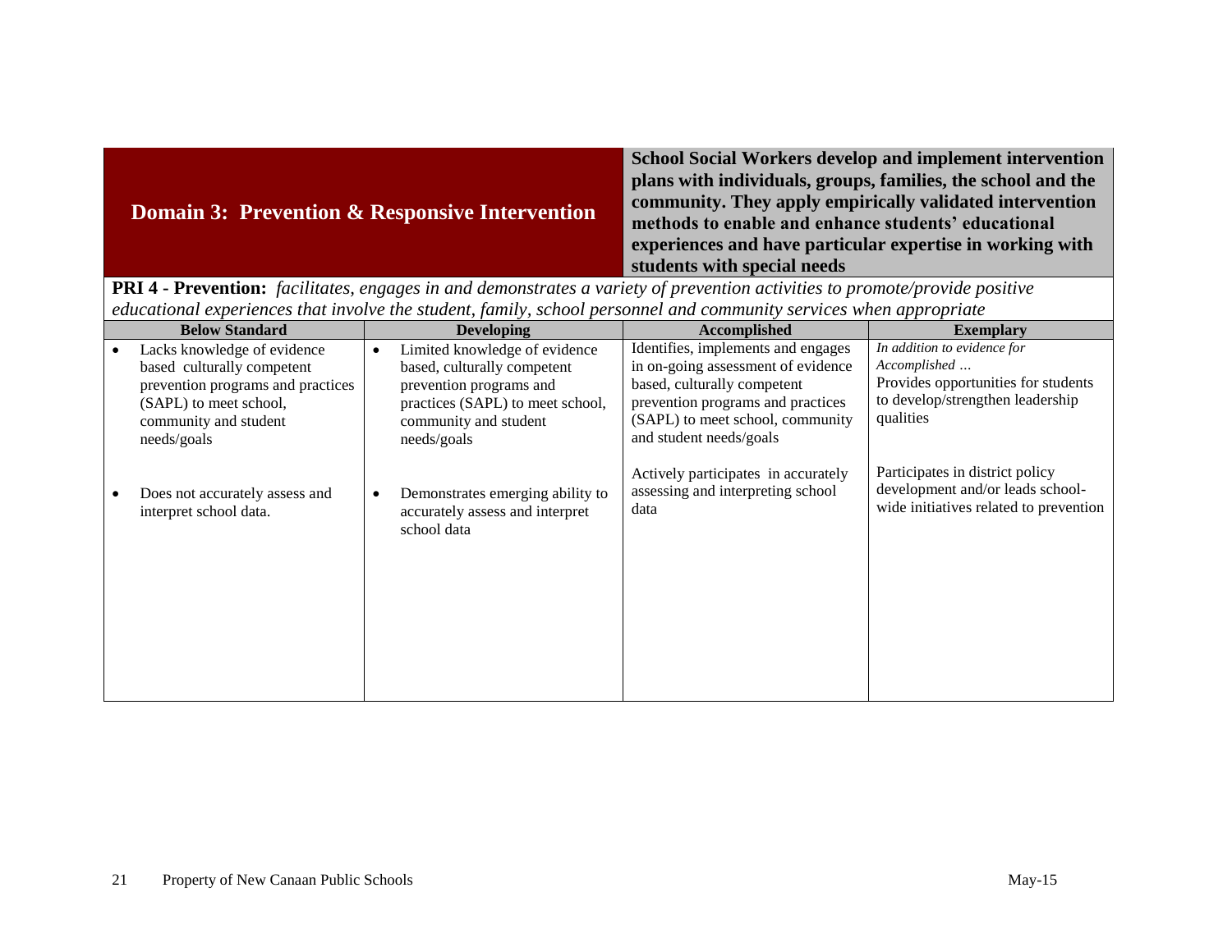## Domain 3: Prevention & Responsive Intervention

**School Social Workers develop and implement intervention plans with individuals, groups, families, the school and the community. They apply empirically validated intervention methods to enable and enhance students' educational experiences and have particular expertise in working with students with special needs**

**PRI 4 - Prevention:** *facilitates, engages in and demonstrates a variety of prevention activities to promote/provide positive educational experiences that involve the student, family, school personnel and community services when appropriate*

| Below Standard | Developing | Accomplished | Exemplary |
|---|---|---|---|
| • Lacks knowledge of evidence based culturally competent prevention programs and practices (SAPL) to meet school, community and student needs/goals<br><br>• Does not accurately assess and interpret school data. | • Limited knowledge of evidence based, culturally competent prevention programs and practices (SAPL) to meet school, community and student needs/goals<br><br>• Demonstrates emerging ability to accurately assess and interpret school data | Identifies, implements and engages in on-going assessment of evidence based, culturally competent prevention programs and practices (SAPL) to meet school, community and student needs/goals<br><br>Actively participates in accurately assessing and interpreting school data | *In addition to evidence for Accomplished …*<br>Provides opportunities for students to develop/strengthen leadership qualities<br><br>Participates in district policy development and/or leads school-wide initiatives related to prevention |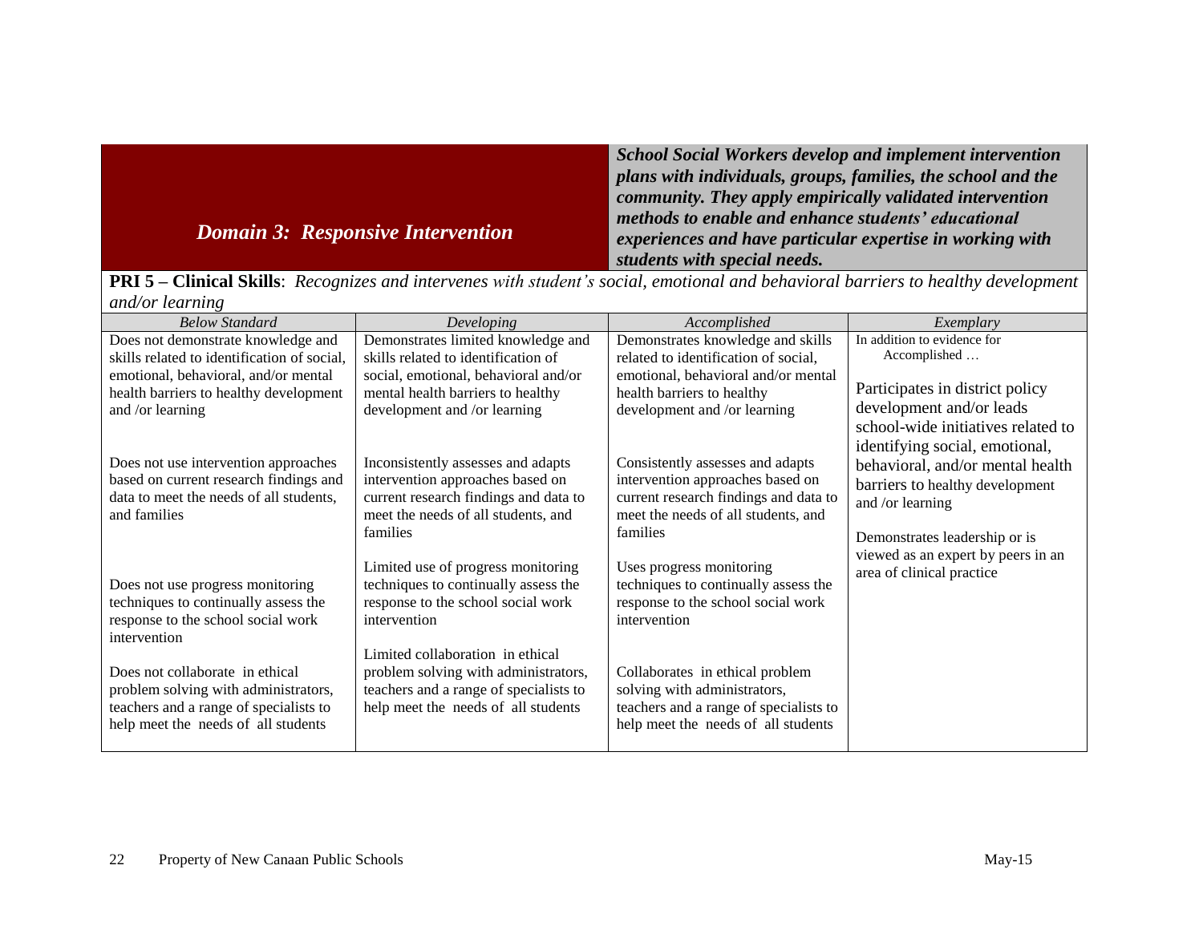## *Domain 3: Responsive Intervention*

***School Social Workers develop and implement intervention plans with individuals, groups, families, the school and the community. They apply empirically validated intervention methods to enable and enhance students' educational experiences and have particular expertise in working with students with special needs.***

**PRI 5 – Clinical Skills**: *Recognizes and intervenes with student's social, emotional and behavioral barriers to healthy development and/or learning*

| *Below Standard* | *Developing* | *Accomplished* | *Exemplary* |
|---|---|---|---|
| Does not demonstrate knowledge and skills related to identification of social, emotional, behavioral, and/or mental health barriers to healthy development and /or learning<br><br>Does not use intervention approaches based on current research findings and data to meet the needs of all students, and families<br><br>Does not use progress monitoring techniques to continually assess the response to the school social work intervention<br><br>Does not collaborate in ethical problem solving with administrators, teachers and a range of specialists to help meet the needs of all students | Demonstrates limited knowledge and skills related to identification of social, emotional, behavioral and/or mental health barriers to healthy development and /or learning<br><br>Inconsistently assesses and adapts intervention approaches based on current research findings and data to meet the needs of all students, and families<br><br>Limited use of progress monitoring techniques to continually assess the response to the school social work intervention<br><br>Limited collaboration in ethical problem solving with administrators, teachers and a range of specialists to help meet the needs of all students | Demonstrates knowledge and skills related to identification of social, emotional, behavioral and/or mental health barriers to healthy development and /or learning<br><br>Consistently assesses and adapts intervention approaches based on current research findings and data to meet the needs of all students, and families<br><br>Uses progress monitoring techniques to continually assess the response to the school social work intervention<br><br>Collaborates in ethical problem solving with administrators, teachers and a range of specialists to help meet the needs of all students | In addition to evidence for Accomplished …<br><br>Participates in district policy development and/or leads school-wide initiatives related to identifying social, emotional, behavioral, and/or mental health barriers to healthy development and /or learning<br><br>Demonstrates leadership or is viewed as an expert by peers in an area of clinical practice |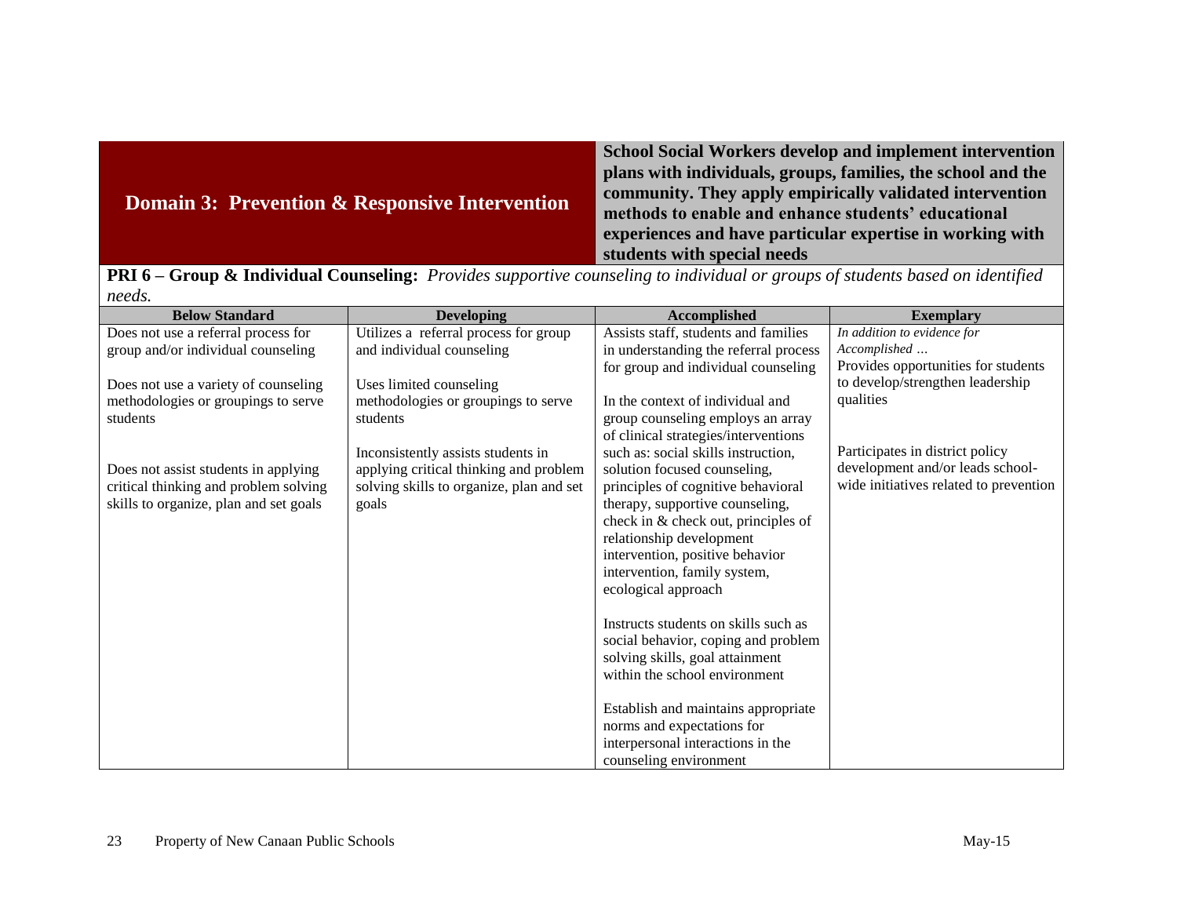## Domain 3: Prevention & Responsive Intervention

**School Social Workers develop and implement intervention plans with individuals, groups, families, the school and the community. They apply empirically validated intervention methods to enable and enhance students' educational experiences and have particular expertise in working with students with special needs**

**PRI 6 – Group & Individual Counseling:** *Provides supportive counseling to individual or groups of students based on identified needs.*

| Below Standard | Developing | Accomplished | Exemplary |
|---|---|---|---|
| Does not use a referral process for group and/or individual counseling<br><br>Does not use a variety of counseling methodologies or groupings to serve students<br><br>Does not assist students in applying critical thinking and problem solving skills to organize, plan and set goals | Utilizes a referral process for group and individual counseling<br><br>Uses limited counseling methodologies or groupings to serve students<br><br>Inconsistently assists students in applying critical thinking and problem solving skills to organize, plan and set goals | Assists staff, students and families in understanding the referral process for group and individual counseling<br><br>In the context of individual and group counseling employs an array of clinical strategies/interventions such as: social skills instruction, solution focused counseling, principles of cognitive behavioral therapy, supportive counseling, check in & check out, principles of relationship development intervention, positive behavior intervention, family system, ecological approach<br><br>Instructs students on skills such as social behavior, coping and problem solving skills, goal attainment within the school environment<br><br>Establish and maintains appropriate norms and expectations for interpersonal interactions in the counseling environment | *In addition to evidence for Accomplished …*<br>Provides opportunities for students to develop/strengthen leadership qualities<br><br>Participates in district policy development and/or leads school-wide initiatives related to prevention |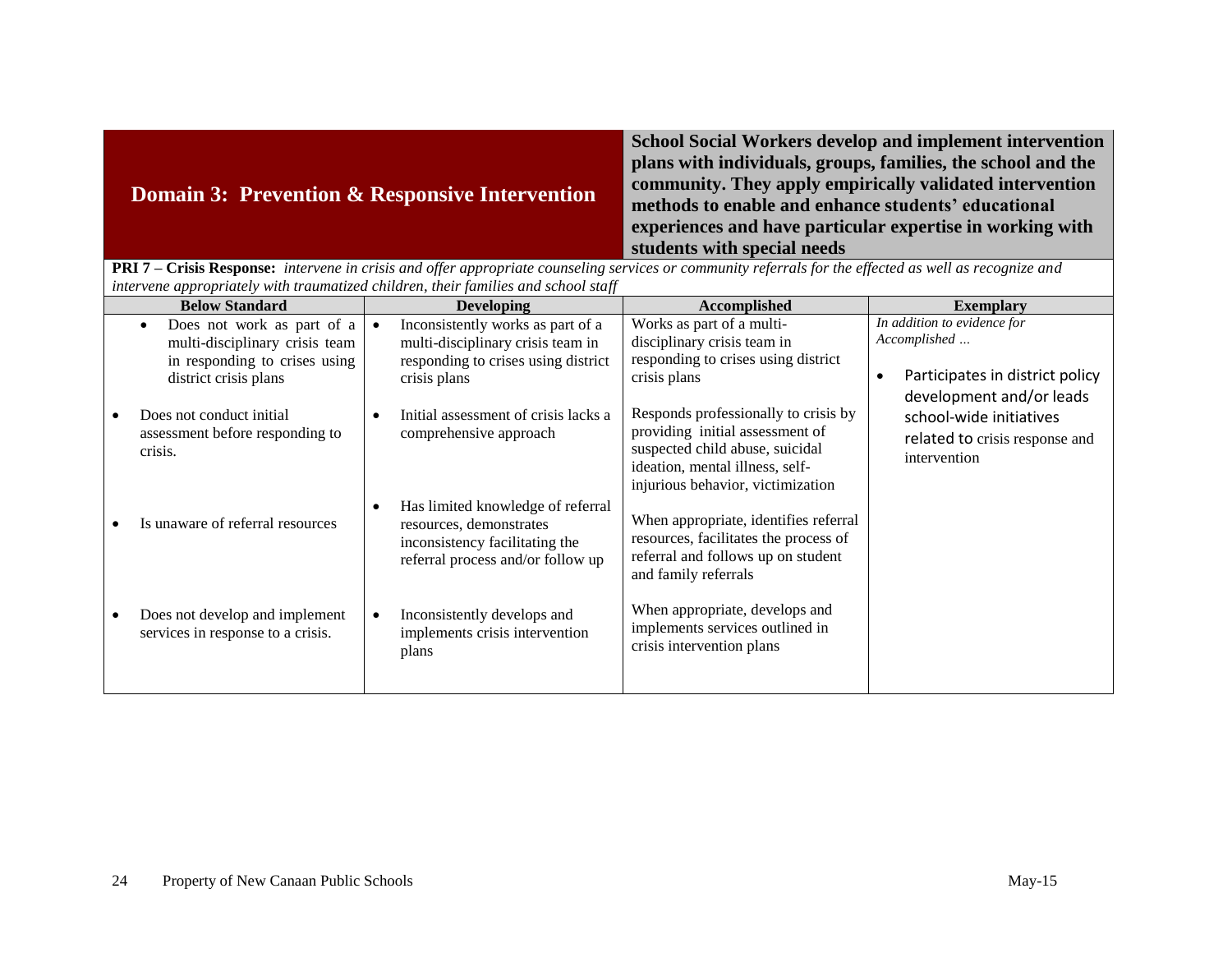## Domain 3: Prevention & Responsive Intervention

**School Social Workers develop and implement intervention plans with individuals, groups, families, the school and the community. They apply empirically validated intervention methods to enable and enhance students' educational experiences and have particular expertise in working with students with special needs**

**PRI 7 – Crisis Response:** *intervene in crisis and offer appropriate counseling services or community referrals for the effected as well as recognize and intervene appropriately with traumatized children, their families and school staff*

| Below Standard | Developing | Accomplished | Exemplary |
|---|---|---|---|
| • Does not work as part of a multi-disciplinary crisis team in responding to crises using district crisis plans | • Inconsistently works as part of a multi-disciplinary crisis team in responding to crises using district crisis plans | Works as part of a multi-disciplinary crisis team in responding to crises using district crisis plans | *In addition to evidence for Accomplished …*<br><br>• Participates in district policy development and/or leads school-wide initiatives related to crisis response and intervention |
| • Does not conduct initial assessment before responding to crisis. | • Initial assessment of crisis lacks a comprehensive approach | Responds professionally to crisis by providing initial assessment of suspected child abuse, suicidal ideation, mental illness, self-injurious behavior, victimization | |
| • Is unaware of referral resources | • Has limited knowledge of referral resources, demonstrates inconsistency facilitating the referral process and/or follow up | When appropriate, identifies referral resources, facilitates the process of referral and follows up on student and family referrals | |
| • Does not develop and implement services in response to a crisis. | • Inconsistently develops and implements crisis intervention plans | When appropriate, develops and implements services outlined in crisis intervention plans | |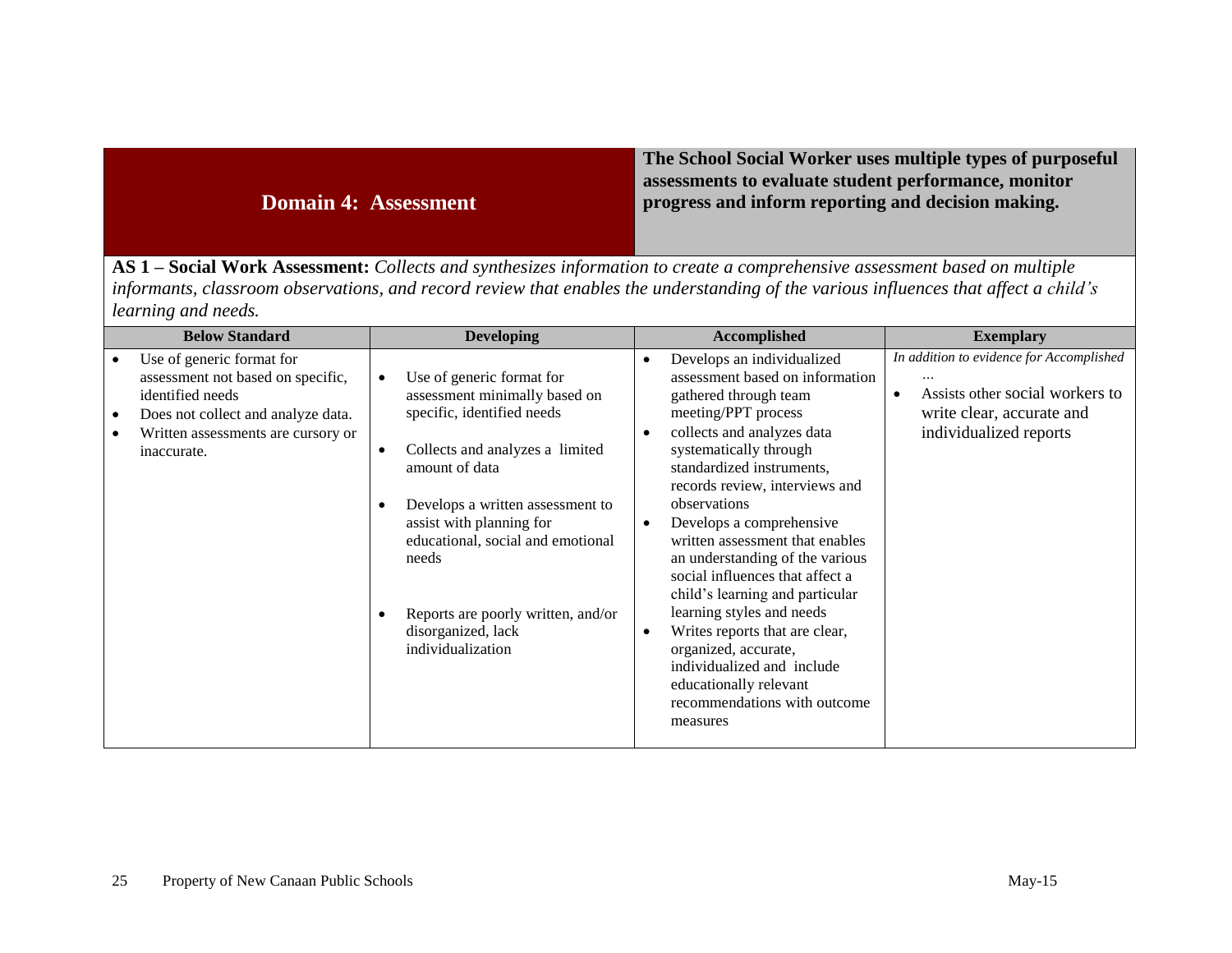## Domain 4: Assessment

**The School Social Worker uses multiple types of purposeful assessments to evaluate student performance, monitor progress and inform reporting and decision making.**

**AS 1 – Social Work Assessment:** *Collects and synthesizes information to create a comprehensive assessment based on multiple informants, classroom observations, and record review that enables the understanding of the various influences that affect a child's learning and needs.*

| Below Standard | Developing | Accomplished | Exemplary |
|---|---|---|---|
| • Use of generic format for assessment not based on specific, identified needs<br>• Does not collect and analyze data.<br>• Written assessments are cursory or inaccurate. | • Use of generic format for assessment minimally based on specific, identified needs<br>• Collects and analyzes a limited amount of data<br>• Develops a written assessment to assist with planning for educational, social and emotional needs<br>• Reports are poorly written, and/or disorganized, lack individualization | • Develops an individualized assessment based on information gathered through team meeting/PPT process<br>• collects and analyzes data systematically through standardized instruments, records review, interviews and observations<br>• Develops a comprehensive written assessment that enables an understanding of the various social influences that affect a child's learning and particular learning styles and needs<br>• Writes reports that are clear, organized, accurate, individualized and include educationally relevant recommendations with outcome measures | *In addition to evidence for Accomplished …*<br>• Assists other social workers to write clear, accurate and individualized reports |

Property of New Canaan Public Schools May-15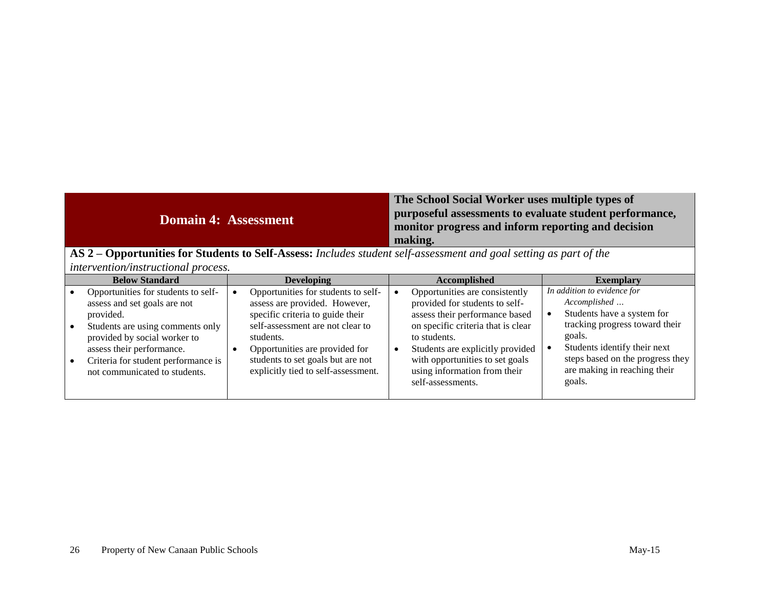| **Domain 4: Assessment** | | **The School Social Worker uses multiple types of purposeful assessments to evaluate student performance, monitor progress and inform reporting and decision making.** | |
|---|---|---|---|
| **AS 2 – Opportunities for Students to Self-Assess:** *Includes student self-assessment and goal setting as part of the intervention/instructional process.* | | | |
| **Below Standard** | **Developing** | **Accomplished** | **Exemplary** |
| • Opportunities for students to self-assess and set goals are not provided.<br>• Students are using comments only provided by social worker to assess their performance.<br>• Criteria for student performance is not communicated to students. | • Opportunities for students to self-assess are provided. However, specific criteria to guide their self-assessment are not clear to students.<br>• Opportunities are provided for students to set goals but are not explicitly tied to self-assessment. | • Opportunities are consistently provided for students to self-assess their performance based on specific criteria that is clear to students.<br>• Students are explicitly provided with opportunities to set goals using information from their self-assessments. | *In addition to evidence for Accomplished …*<br>• Students have a system for tracking progress toward their goals.<br>• Students identify their next steps based on the progress they are making in reaching their goals. |

Property of New Canaan Public Schools May-15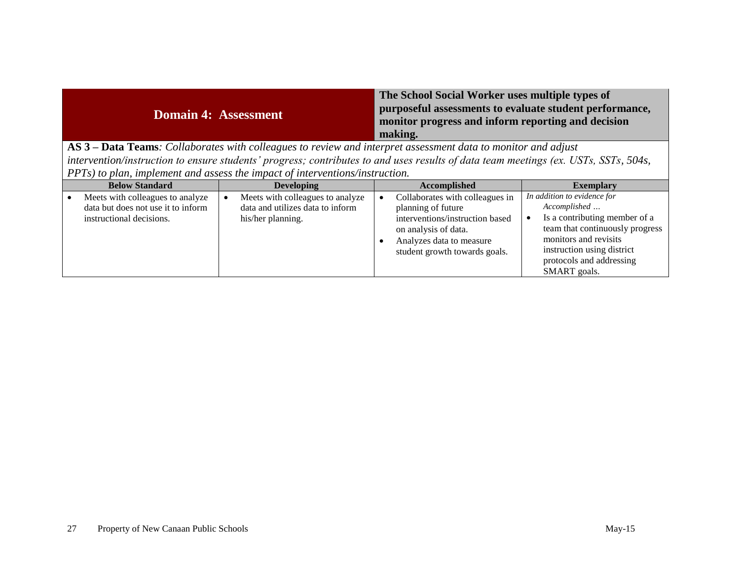| Domain 4: Assessment | | The School Social Worker uses multiple types of purposeful assessments to evaluate student performance, monitor progress and inform reporting and decision making. | |
|---|---|---|---|
| **AS 3 – Data Teams**: *Collaborates with colleagues to review and interpret assessment data to monitor and adjust intervention/instruction to ensure students' progress; contributes to and uses results of data team meetings (ex. USTs, SSTs, 504s, PPTs) to plan, implement and assess the impact of interventions/instruction.* | | | |
| **Below Standard** | **Developing** | **Accomplished** | **Exemplary** |
| • Meets with colleagues to analyze data but does not use it to inform instructional decisions. | • Meets with colleagues to analyze data and utilizes data to inform his/her planning. | • Collaborates with colleagues in planning of future interventions/instruction based on analysis of data.<br>• Analyzes data to measure student growth towards goals. | *In addition to evidence for Accomplished …*<br>• Is a contributing member of a team that continuously progress monitors and revisits instruction using district protocols and addressing SMART goals. |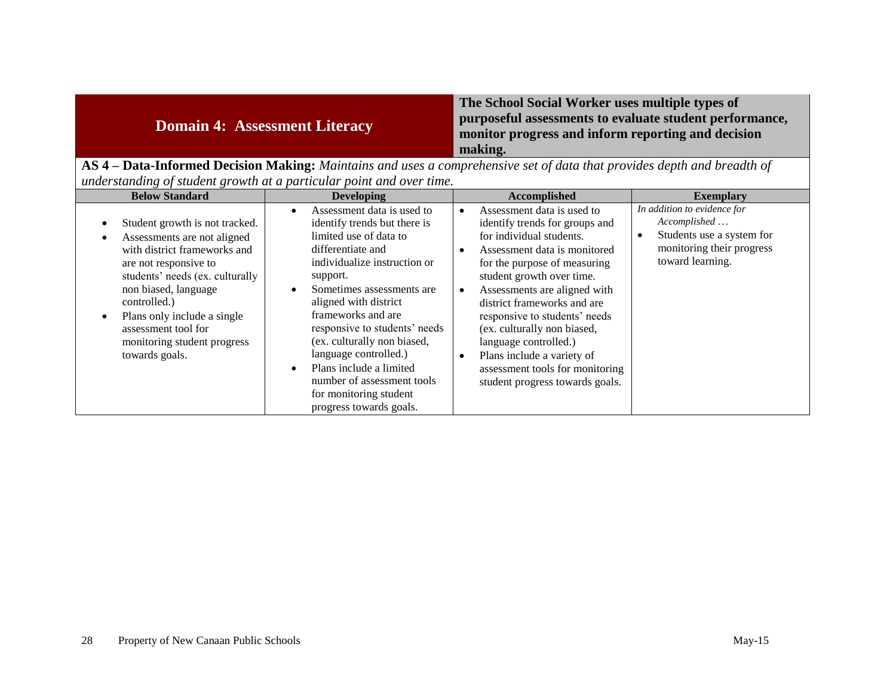| **Domain 4: Assessment Literacy** | | **The School Social Worker uses multiple types of purposeful assessments to evaluate student performance, monitor progress and inform reporting and decision making.** | |
|---|---|---|---|
| **AS 4 – Data-Informed Decision Making:** *Maintains and uses a comprehensive set of data that provides depth and breadth of understanding of student growth at a particular point and over time.* | | | |
| **Below Standard** | **Developing** | **Accomplished** | **Exemplary** |
| • Student growth is not tracked.<br>• Assessments are not aligned with district frameworks and are not responsive to students' needs (ex. culturally non biased, language controlled.)<br>• Plans only include a single assessment tool for monitoring student progress towards goals. | • Assessment data is used to identify trends but there is limited use of data to differentiate and individualize instruction or support.<br>• Sometimes assessments are aligned with district frameworks and are responsive to students' needs (ex. culturally non biased, language controlled.)<br>• Plans include a limited number of assessment tools for monitoring student progress towards goals. | • Assessment data is used to identify trends for groups and for individual students.<br>• Assessment data is monitored for the purpose of measuring student growth over time.<br>• Assessments are aligned with district frameworks and are responsive to students' needs (ex. culturally non biased, language controlled.)<br>• Plans include a variety of assessment tools for monitoring student progress towards goals. | *In addition to evidence for Accomplished …*<br>• Students use a system for monitoring their progress toward learning. |

Property of New Canaan Public Schools May-15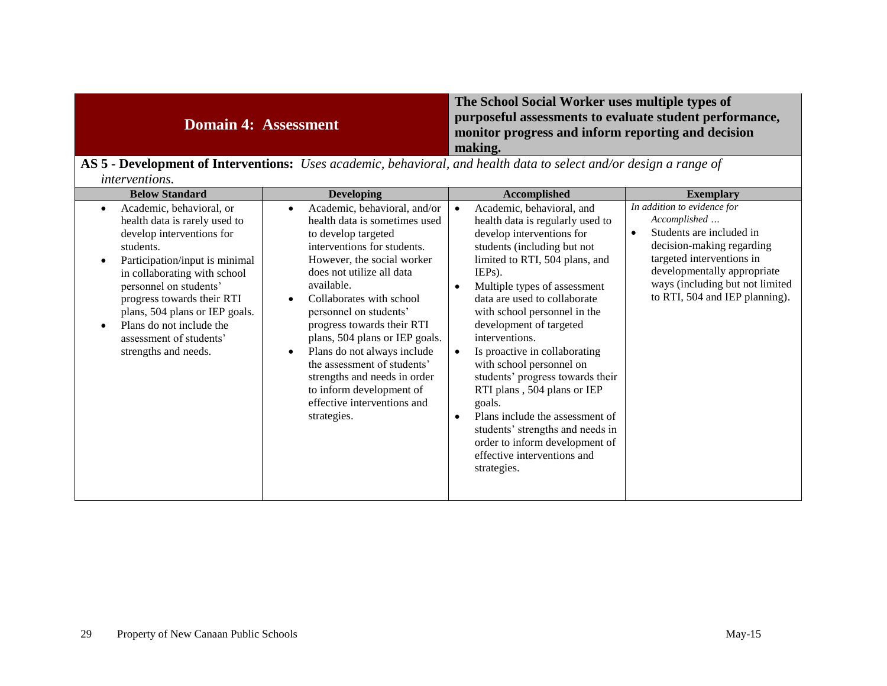| **Domain 4: Assessment** | **The School Social Worker uses multiple types of purposeful assessments to evaluate student performance, monitor progress and inform reporting and decision making.** |
|---|---|

**AS 5 - Development of Interventions:** *Uses academic, behavioral, and health data to select and/or design a range of interventions.*

| Below Standard | Developing | Accomplished | Exemplary |
|---|---|---|---|
| • Academic, behavioral, or health data is rarely used to develop interventions for students.<br>• Participation/input is minimal in collaborating with school personnel on students' progress towards their RTI plans, 504 plans or IEP goals.<br>• Plans do not include the assessment of students' strengths and needs. | • Academic, behavioral, and/or health data is sometimes used to develop targeted interventions for students. However, the social worker does not utilize all data available.<br>• Collaborates with school personnel on students' progress towards their RTI plans, 504 plans or IEP goals.<br>• Plans do not always include the assessment of students' strengths and needs in order to inform development of effective interventions and strategies. | • Academic, behavioral, and health data is regularly used to develop interventions for students (including but not limited to RTI, 504 plans, and IEPs).<br>• Multiple types of assessment data are used to collaborate with school personnel in the development of targeted interventions.<br>• Is proactive in collaborating with school personnel on students' progress towards their RTI plans , 504 plans or IEP goals.<br>• Plans include the assessment of students' strengths and needs in order to inform development of effective interventions and strategies. | *In addition to evidence for Accomplished …*<br>• Students are included in decision-making regarding targeted interventions in developmentally appropriate ways (including but not limited to RTI, 504 and IEP planning). |

Property of New Canaan Public Schools May-15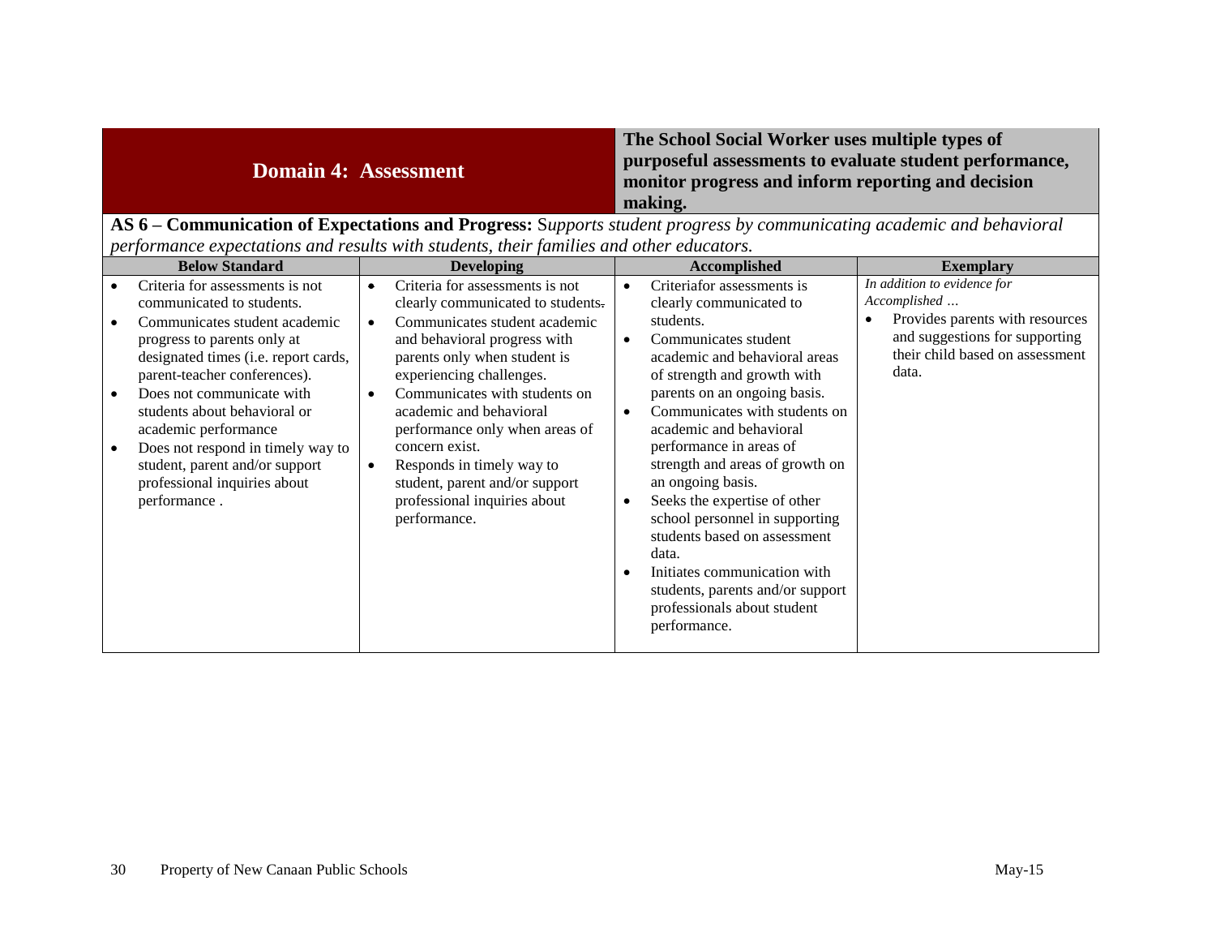| **Domain 4: Assessment** | | **The School Social Worker uses multiple types of purposeful assessments to evaluate student performance, monitor progress and inform reporting and decision making.** | |
|---|---|---|---|
| **AS 6 – Communication of Expectations and Progress:** *Supports student progress by communicating academic and behavioral performance expectations and results with students, their families and other educators.* | | | |
| **Below Standard** | **Developing** | **Accomplished** | **Exemplary** |
| • Criteria for assessments is not communicated to students.<br>• Communicates student academic progress to parents only at designated times (i.e. report cards, parent-teacher conferences).<br>• Does not communicate with students about behavioral or academic performance<br>• Does not respond in timely way to student, parent and/or support professional inquiries about performance . | • Criteria for assessments is not clearly communicated to students.<br>• Communicates student academic and behavioral progress with parents only when student is experiencing challenges.<br>• Communicates with students on academic and behavioral performance only when areas of concern exist.<br>• Responds in timely way to student, parent and/or support professional inquiries about performance. | • Criteriafor assessments is clearly communicated to students.<br>• Communicates student academic and behavioral areas of strength and growth with parents on an ongoing basis.<br>• Communicates with students on academic and behavioral performance in areas of strength and areas of growth on an ongoing basis.<br>• Seeks the expertise of other school personnel in supporting students based on assessment data.<br>• Initiates communication with students, parents and/or support professionals about student performance. | *In addition to evidence for Accomplished …*<br>• Provides parents with resources and suggestions for supporting their child based on assessment data. |

Property of New Canaan Public Schools May-15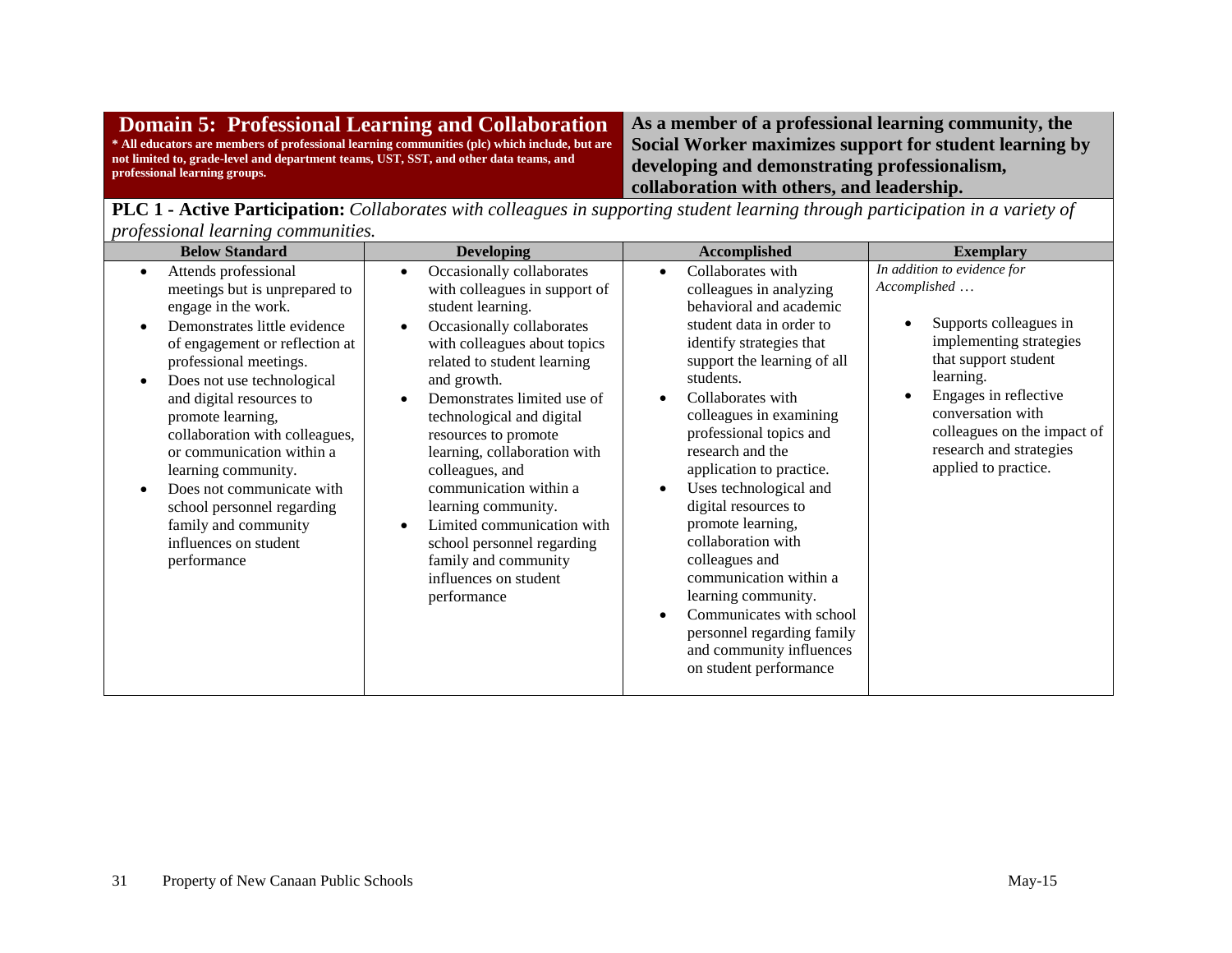## Domain 5: Professional Learning and Collaboration

**\* All educators are members of professional learning communities (plc) which include, but are not limited to, grade-level and department teams, UST, SST, and other data teams, and professional learning groups.**

**As a member of a professional learning community, the Social Worker maximizes support for student learning by developing and demonstrating professionalism, collaboration with others, and leadership.**

**PLC 1 - Active Participation:** *Collaborates with colleagues in supporting student learning through participation in a variety of professional learning communities.*

| Below Standard | Developing | Accomplished | Exemplary |
|---|---|---|---|
| • Attends professional meetings but is unprepared to engage in the work.<br>• Demonstrates little evidence of engagement or reflection at professional meetings.<br>• Does not use technological and digital resources to promote learning, collaboration with colleagues, or communication within a learning community.<br>• Does not communicate with school personnel regarding family and community influences on student performance | • Occasionally collaborates with colleagues in support of student learning.<br>• Occasionally collaborates with colleagues about topics related to student learning and growth.<br>• Demonstrates limited use of technological and digital resources to promote learning, collaboration with colleagues, and communication within a learning community.<br>• Limited communication with school personnel regarding family and community influences on student performance | • Collaborates with colleagues in analyzing behavioral and academic student data in order to identify strategies that support the learning of all students.<br>• Collaborates with colleagues in examining professional topics and research and the application to practice.<br>• Uses technological and digital resources to promote learning, collaboration with colleagues and communication within a learning community.<br>• Communicates with school personnel regarding family and community influences on student performance | *In addition to evidence for Accomplished …*<br>• Supports colleagues in implementing strategies that support student learning.<br>• Engages in reflective conversation with colleagues on the impact of research and strategies applied to practice. |

Property of New Canaan Public Schools May-15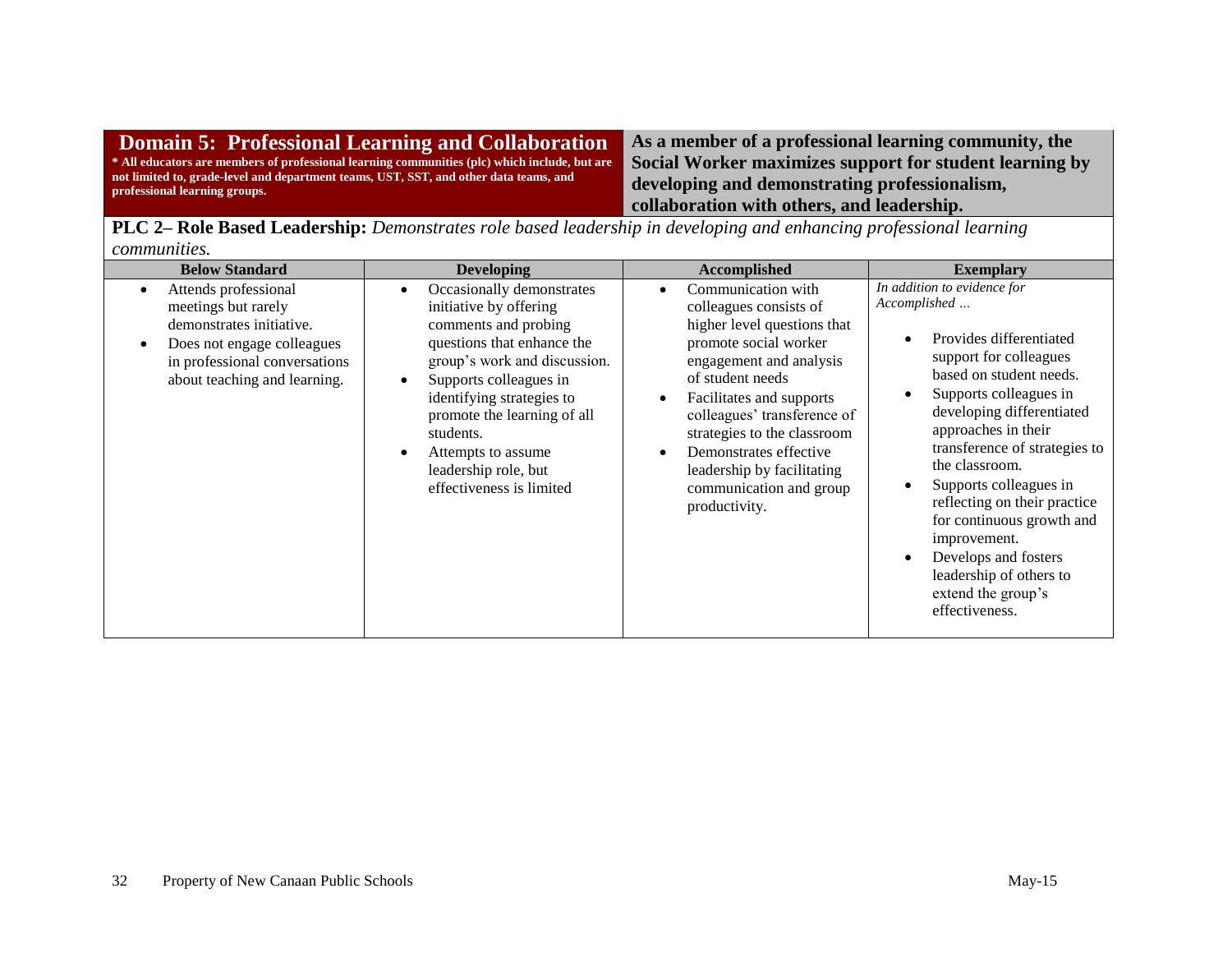## Domain 5: Professional Learning and Collaboration

**\* All educators are members of professional learning communities (plc) which include, but are not limited to, grade-level and department teams, UST, SST, and other data teams, and professional learning groups.**

**As a member of a professional learning community, the Social Worker maximizes support for student learning by developing and demonstrating professionalism, collaboration with others, and leadership.**

**PLC 2– Role Based Leadership:** *Demonstrates role based leadership in developing and enhancing professional learning communities.*

| Below Standard | Developing | Accomplished | Exemplary |
|---|---|---|---|
| • Attends professional meetings but rarely demonstrates initiative.<br>• Does not engage colleagues in professional conversations about teaching and learning. | • Occasionally demonstrates initiative by offering comments and probing questions that enhance the group's work and discussion.<br>• Supports colleagues in identifying strategies to promote the learning of all students.<br>• Attempts to assume leadership role, but effectiveness is limited | • Communication with colleagues consists of higher level questions that promote social worker engagement and analysis of student needs<br>• Facilitates and supports colleagues' transference of strategies to the classroom<br>• Demonstrates effective leadership by facilitating communication and group productivity. | *In addition to evidence for Accomplished …*<br>• Provides differentiated support for colleagues based on student needs.<br>• Supports colleagues in developing differentiated approaches in their transference of strategies to the classroom.<br>• Supports colleagues in reflecting on their practice for continuous growth and improvement.<br>• Develops and fosters leadership of others to extend the group's effectiveness. |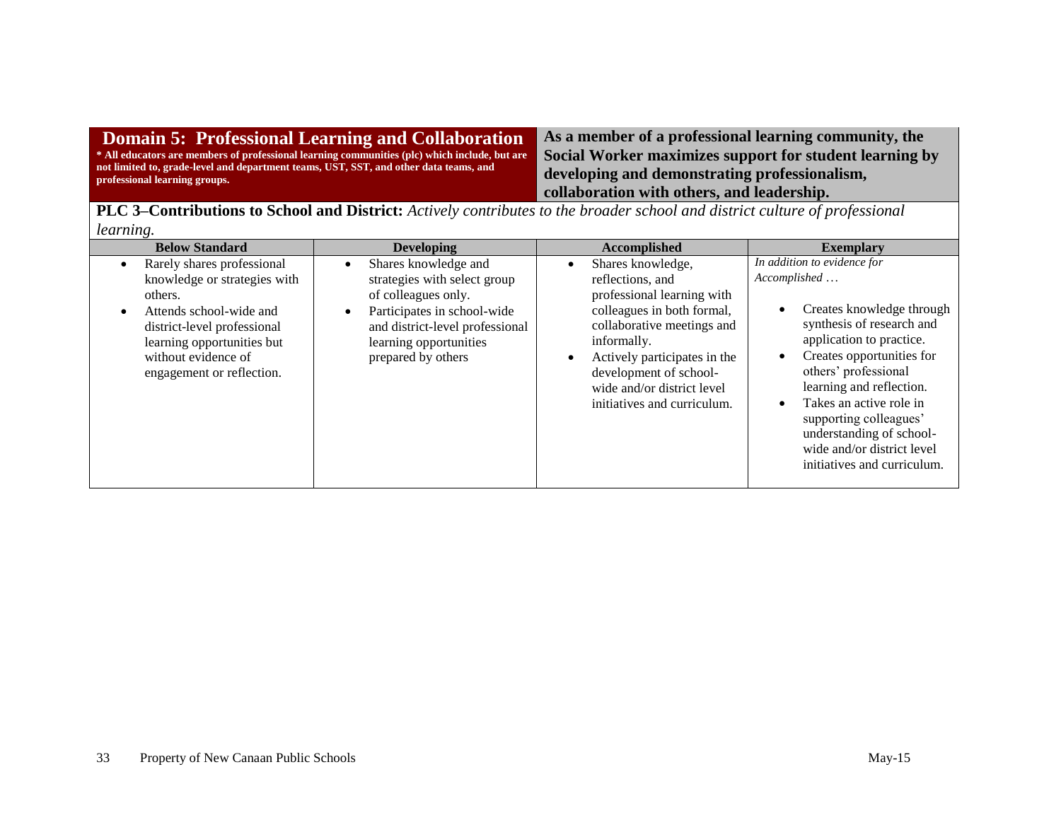## Domain 5: Professional Learning and Collaboration

**\* All educators are members of professional learning communities (plc) which include, but are not limited to, grade-level and department teams, UST, SST, and other data teams, and professional learning groups.**

**As a member of a professional learning community, the Social Worker maximizes support for student learning by developing and demonstrating professionalism, collaboration with others, and leadership.**

**PLC 3–Contributions to School and District:** *Actively contributes to the broader school and district culture of professional learning.*

| Below Standard | Developing | Accomplished | Exemplary |
|---|---|---|---|
| • Rarely shares professional knowledge or strategies with others.<br>• Attends school-wide and district-level professional learning opportunities but without evidence of engagement or reflection. | • Shares knowledge and strategies with select group of colleagues only.<br>• Participates in school-wide and district-level professional learning opportunities prepared by others | • Shares knowledge, reflections, and professional learning with colleagues in both formal, collaborative meetings and informally.<br>• Actively participates in the development of school-wide and/or district level initiatives and curriculum. | *In addition to evidence for Accomplished …*<br>• Creates knowledge through synthesis of research and application to practice.<br>• Creates opportunities for others' professional learning and reflection.<br>• Takes an active role in supporting colleagues' understanding of school-wide and/or district level initiatives and curriculum. |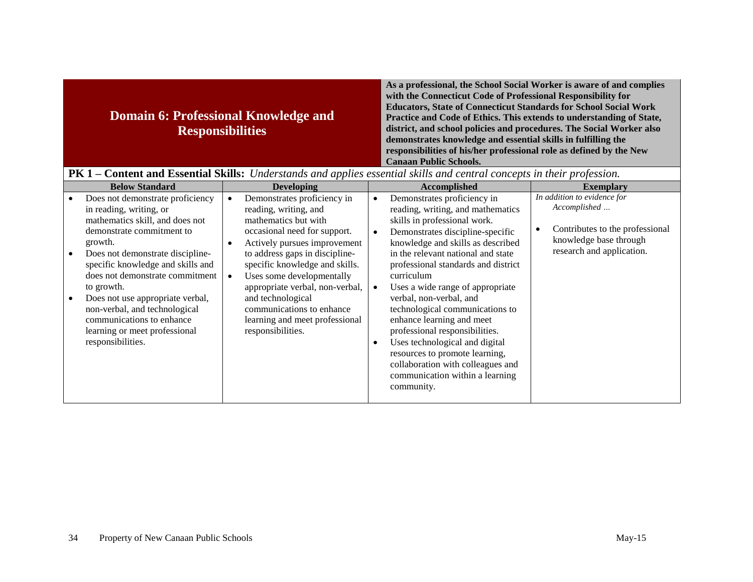## Domain 6: Professional Knowledge and Responsibilities

**As a professional, the School Social Worker is aware of and complies with the Connecticut Code of Professional Responsibility for Educators, State of Connecticut Standards for School Social Work Practice and Code of Ethics. This extends to understanding of State, district, and school policies and procedures. The Social Worker also demonstrates knowledge and essential skills in fulfilling the responsibilities of his/her professional role as defined by the New Canaan Public Schools.**

**PK 1 – Content and Essential Skills:** *Understands and applies essential skills and central concepts in their profession.*

| Below Standard | Developing | Accomplished | Exemplary |
|---|---|---|---|
| • Does not demonstrate proficiency in reading, writing, or mathematics skill, and does not demonstrate commitment to growth.<br>• Does not demonstrate discipline-specific knowledge and skills and does not demonstrate commitment to growth.<br>• Does not use appropriate verbal, non-verbal, and technological communications to enhance learning or meet professional responsibilities. | • Demonstrates proficiency in reading, writing, and mathematics but with occasional need for support.<br>• Actively pursues improvement to address gaps in discipline-specific knowledge and skills.<br>• Uses some developmentally appropriate verbal, non-verbal, and technological communications to enhance learning and meet professional responsibilities. | • Demonstrates proficiency in reading, writing, and mathematics skills in professional work.<br>• Demonstrates discipline-specific knowledge and skills as described in the relevant national and state professional standards and district curriculum<br>• Uses a wide range of appropriate verbal, non-verbal, and technological communications to enhance learning and meet professional responsibilities.<br>• Uses technological and digital resources to promote learning, collaboration with colleagues and communication within a learning community. | *In addition to evidence for Accomplished …*<br>• Contributes to the professional knowledge base through research and application. |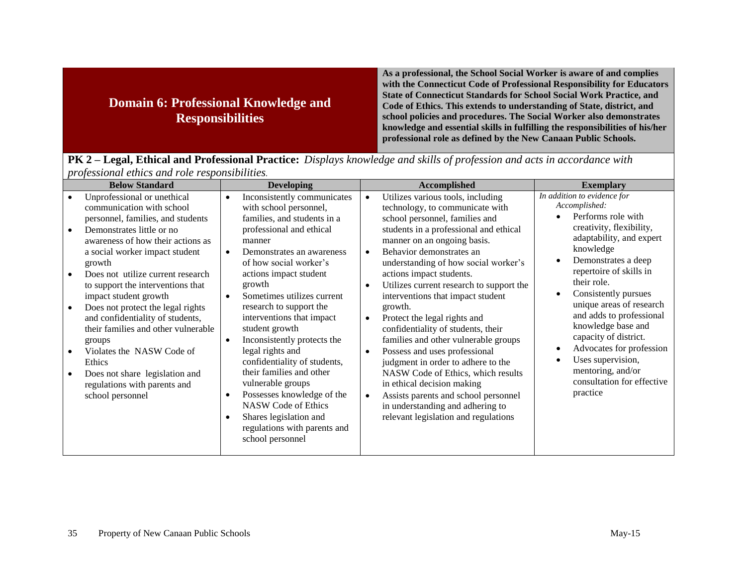## Domain 6: Professional Knowledge and Responsibilities

**As a professional, the School Social Worker is aware of and complies with the Connecticut Code of Professional Responsibility for Educators State of Connecticut Standards for School Social Work Practice, and Code of Ethics. This extends to understanding of State, district, and school policies and procedures. The Social Worker also demonstrates knowledge and essential skills in fulfilling the responsibilities of his/her professional role as defined by the New Canaan Public Schools.**

**PK 2 – Legal, Ethical and Professional Practice:** *Displays knowledge and skills of profession and acts in accordance with professional ethics and role responsibilities.*

| Below Standard | Developing | Accomplished | Exemplary |
|---|---|---|---|
| • Unprofessional or unethical communication with school personnel, families, and students<br>• Demonstrates little or no awareness of how their actions as a social worker impact student growth<br>• Does not utilize current research to support the interventions that impact student growth<br>• Does not protect the legal rights and confidentiality of students, their families and other vulnerable groups<br>• Violates the NASW Code of Ethics<br>• Does not share legislation and regulations with parents and school personnel | • Inconsistently communicates with school personnel, families, and students in a professional and ethical manner<br>• Demonstrates an awareness of how social worker's actions impact student growth<br>• Sometimes utilizes current research to support the interventions that impact student growth<br>• Inconsistently protects the legal rights and confidentiality of students, their families and other vulnerable groups<br>• Possesses knowledge of the NASW Code of Ethics<br>• Shares legislation and regulations with parents and school personnel | • Utilizes various tools, including technology, to communicate with school personnel, families and students in a professional and ethical manner on an ongoing basis.<br>• Behavior demonstrates an understanding of how social worker's actions impact students.<br>• Utilizes current research to support the interventions that impact student growth.<br>• Protect the legal rights and confidentiality of students, their families and other vulnerable groups<br>• Possess and uses professional judgment in order to adhere to the NASW Code of Ethics, which results in ethical decision making<br>• Assists parents and school personnel in understanding and adhering to relevant legislation and regulations | *In addition to evidence for Accomplished:*<br>• Performs role with creativity, flexibility, adaptability, and expert knowledge<br>• Demonstrates a deep repertoire of skills in their role.<br>• Consistently pursues unique areas of research and adds to professional knowledge base and capacity of district.<br>• Advocates for profession<br>• Uses supervision, mentoring, and/or consultation for effective practice |